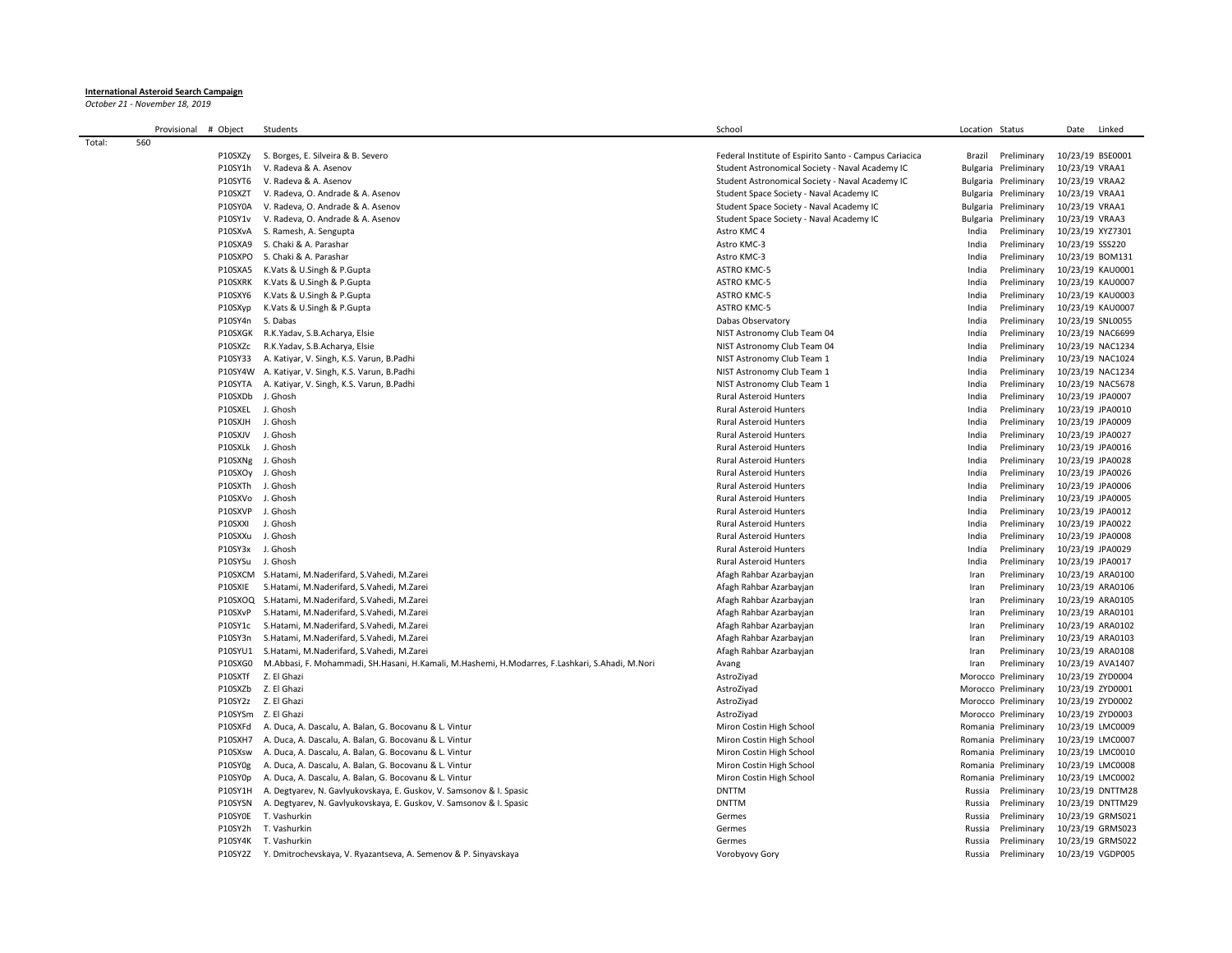**International Asteroid Search Campaign**

*October 21 - November 18, 2019*

| | Provisional # | Object | Students | School | Location | Status | Date | Linked |
|---|---|---|---|---|---|---|---|---|
| Total: | 560 | | | | | | | |
| | | P10SXZy | S. Borges, E. Silveira & B. Severo | Federal Institute of Espirito Santo - Campus Cariacica | Brazil | Preliminary | 10/23/19 | BSE0001 |
| | | P10SY1h | V. Radeva & A. Asenov | Student Astronomical Society - Naval Academy IC | Bulgaria | Preliminary | 10/23/19 | VRAA1 |
| | | P10SYT6 | V. Radeva & A. Asenov | Student Astronomical Society - Naval Academy IC | Bulgaria | Preliminary | 10/23/19 | VRAA2 |
| | | P10SXZT | V. Radeva, O. Andrade & A. Asenov | Student Space Society - Naval Academy IC | Bulgaria | Preliminary | 10/23/19 | VRAA1 |
| | | P10SY0A | V. Radeva, O. Andrade & A. Asenov | Student Space Society - Naval Academy IC | Bulgaria | Preliminary | 10/23/19 | VRAA1 |
| | | P10SY1v | V. Radeva, O. Andrade & A. Asenov | Student Space Society - Naval Academy IC | Bulgaria | Preliminary | 10/23/19 | VRAA3 |
| | | P10SXvA | S. Ramesh, A. Sengupta | Astro KMC 4 | India | Preliminary | 10/23/19 | XYZ7301 |
| | | P10SXA9 | S. Chaki & A. Parashar | Astro KMC-3 | India | Preliminary | 10/23/19 | SSS220 |
| | | P10SXPO | S. Chaki & A. Parashar | Astro KMC-3 | India | Preliminary | 10/23/19 | BOM131 |
| | | P10SXA5 | K.Vats & U.Singh & P.Gupta | ASTRO KMC-5 | India | Preliminary | 10/23/19 | KAU0001 |
| | | P10SXRK | K.Vats & U.Singh & P.Gupta | ASTRO KMC-5 | India | Preliminary | 10/23/19 | KAU0007 |
| | | P10SXY6 | K.Vats & U.Singh & P.Gupta | ASTRO KMC-5 | India | Preliminary | 10/23/19 | KAU0003 |
| | | P10SXyp | K.Vats & U.Singh & P.Gupta | ASTRO KMC-5 | India | Preliminary | 10/23/19 | KAU0007 |
| | | P10SY4n | S. Dabas | Dabas Observatory | India | Preliminary | 10/23/19 | SNL0055 |
| | | P10SXGK | R.K.Yadav, S.B.Acharya, Elsie | NIST Astronomy Club Team 04 | India | Preliminary | 10/23/19 | NAC6699 |
| | | P10SXZc | R.K.Yadav, S.B.Acharya, Elsie | NIST Astronomy Club Team 04 | India | Preliminary | 10/23/19 | NAC1234 |
| | | P10SY33 | A. Katiyar, V. Singh, K.S. Varun, B.Padhi | NIST Astronomy Club Team 1 | India | Preliminary | 10/23/19 | NAC1024 |
| | | P10SY4W | A. Katiyar, V. Singh, K.S. Varun, B.Padhi | NIST Astronomy Club Team 1 | India | Preliminary | 10/23/19 | NAC1234 |
| | | P10SYTA | A. Katiyar, V. Singh, K.S. Varun, B.Padhi | NIST Astronomy Club Team 1 | India | Preliminary | 10/23/19 | NAC5678 |
| | | P10SXDb | J. Ghosh | Rural Asteroid Hunters | India | Preliminary | 10/23/19 | JPA0007 |
| | | P10SXEL | J. Ghosh | Rural Asteroid Hunters | India | Preliminary | 10/23/19 | JPA0010 |
| | | P10SXJH | J. Ghosh | Rural Asteroid Hunters | India | Preliminary | 10/23/19 | JPA0009 |
| | | P10SXJV | J. Ghosh | Rural Asteroid Hunters | India | Preliminary | 10/23/19 | JPA0027 |
| | | P10SXLk | J. Ghosh | Rural Asteroid Hunters | India | Preliminary | 10/23/19 | JPA0016 |
| | | P10SXNg | J. Ghosh | Rural Asteroid Hunters | India | Preliminary | 10/23/19 | JPA0028 |
| | | P10SXOy | J. Ghosh | Rural Asteroid Hunters | India | Preliminary | 10/23/19 | JPA0026 |
| | | P10SXTh | J. Ghosh | Rural Asteroid Hunters | India | Preliminary | 10/23/19 | JPA0006 |
| | | P10SXVo | J. Ghosh | Rural Asteroid Hunters | India | Preliminary | 10/23/19 | JPA0005 |
| | | P10SXVP | J. Ghosh | Rural Asteroid Hunters | India | Preliminary | 10/23/19 | JPA0012 |
| | | P10SXXl | J. Ghosh | Rural Asteroid Hunters | India | Preliminary | 10/23/19 | JPA0022 |
| | | P10SXXu | J. Ghosh | Rural Asteroid Hunters | India | Preliminary | 10/23/19 | JPA0008 |
| | | P10SY3x | J. Ghosh | Rural Asteroid Hunters | India | Preliminary | 10/23/19 | JPA0029 |
| | | P10SYSu | J. Ghosh | Rural Asteroid Hunters | India | Preliminary | 10/23/19 | JPA0017 |
| | | P10SXCM | S.Hatami, M.Naderifard, S.Vahedi, M.Zarei | Afagh Rahbar Azarbayjan | Iran | Preliminary | 10/23/19 | ARA0100 |
| | | P10SXIE | S.Hatami, M.Naderifard, S.Vahedi, M.Zarei | Afagh Rahbar Azarbayjan | Iran | Preliminary | 10/23/19 | ARA0106 |
| | | P10SXOQ | S.Hatami, M.Naderifard, S.Vahedi, M.Zarei | Afagh Rahbar Azarbayjan | Iran | Preliminary | 10/23/19 | ARA0105 |
| | | P10SXvP | S.Hatami, M.Naderifard, S.Vahedi, M.Zarei | Afagh Rahbar Azarbayjan | Iran | Preliminary | 10/23/19 | ARA0101 |
| | | P10SY1c | S.Hatami, M.Naderifard, S.Vahedi, M.Zarei | Afagh Rahbar Azarbayjan | Iran | Preliminary | 10/23/19 | ARA0102 |
| | | P10SY3n | S.Hatami, M.Naderifard, S.Vahedi, M.Zarei | Afagh Rahbar Azarbayjan | Iran | Preliminary | 10/23/19 | ARA0103 |
| | | P10SYU1 | S.Hatami, M.Naderifard, S.Vahedi, M.Zarei | Afagh Rahbar Azarbayjan | Iran | Preliminary | 10/23/19 | ARA0108 |
| | | P10SXG0 | M.Abbasi, F. Mohammadi, SH.Hasani, H.Kamali, M.Hashemi, H.Modarres, F.Lashkari, S.Ahadi, M.Nori | Avang | Iran | Preliminary | 10/23/19 | AVA1407 |
| | | P10SXTf | Z. El Ghazi | AstroZiyad | Morocco | Preliminary | 10/23/19 | ZYD0004 |
| | | P10SXZb | Z. El Ghazi | AstroZiyad | Morocco | Preliminary | 10/23/19 | ZYD0001 |
| | | P10SY2z | Z. El Ghazi | AstroZiyad | Morocco | Preliminary | 10/23/19 | ZYD0002 |
| | | P10SYSm | Z. El Ghazi | AstroZiyad | Morocco | Preliminary | 10/23/19 | ZYD0003 |
| | | P10SXFd | A. Duca, A. Dascalu, A. Balan, G. Bocovanu & L. Vintur | Miron Costin High School | Romania | Preliminary | 10/23/19 | LMC0009 |
| | | P10SXH7 | A. Duca, A. Dascalu, A. Balan, G. Bocovanu & L. Vintur | Miron Costin High School | Romania | Preliminary | 10/23/19 | LMC0007 |
| | | P10SXsw | A. Duca, A. Dascalu, A. Balan, G. Bocovanu & L. Vintur | Miron Costin High School | Romania | Preliminary | 10/23/19 | LMC0010 |
| | | P10SY0g | A. Duca, A. Dascalu, A. Balan, G. Bocovanu & L. Vintur | Miron Costin High School | Romania | Preliminary | 10/23/19 | LMC0008 |
| | | P10SY0p | A. Duca, A. Dascalu, A. Balan, G. Bocovanu & L. Vintur | Miron Costin High School | Romania | Preliminary | 10/23/19 | LMC0002 |
| | | P10SY1H | A. Degtyarev, N. Gavlyukovskaya, E. Guskov, V. Samsonov & I. Spasic | DNTTM | Russia | Preliminary | 10/23/19 | DNTTM28 |
| | | P10SYSN | A. Degtyarev, N. Gavlyukovskaya, E. Guskov, V. Samsonov & I. Spasic | DNTTM | Russia | Preliminary | 10/23/19 | DNTTM29 |
| | | P10SY0E | T. Vashurkin | Germes | Russia | Preliminary | 10/23/19 | GRMS021 |
| | | P10SY2h | T. Vashurkin | Germes | Russia | Preliminary | 10/23/19 | GRMS023 |
| | | P10SY4K | T. Vashurkin | Germes | Russia | Preliminary | 10/23/19 | GRMS022 |
| | | P10SY2Z | Y. Dmitrochevskaya, V. Ryazantseva, A. Semenov & P. Sinyavskaya | Vorobyovy Gory | Russia | Preliminary | 10/23/19 | VGDP005 |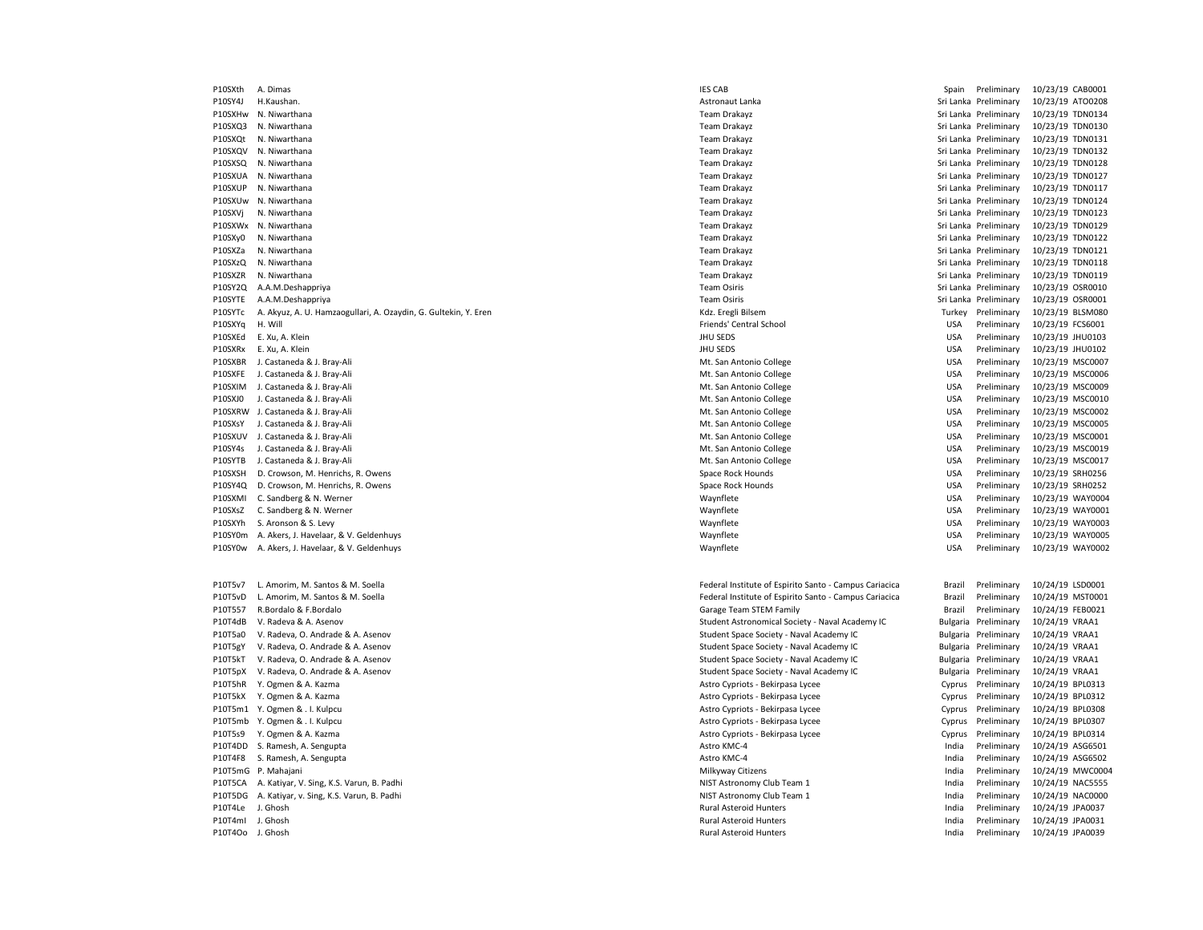| | | | | | | |
|---|---|---|---|---|---|---|
| P10SXth | A. Dimas | IES CAB | Spain | Preliminary | 10/23/19 | CAB0001 |
| P10SY4J | H.Kaushan. | Astronaut Lanka | Sri Lanka | Preliminary | 10/23/19 | ATO0208 |
| P10SXHw | N. Niwarthana | Team Drakayz | Sri Lanka | Preliminary | 10/23/19 | TDN0134 |
| P10SXQ3 | N. Niwarthana | Team Drakayz | Sri Lanka | Preliminary | 10/23/19 | TDN0130 |
| P10SXQt | N. Niwarthana | Team Drakayz | Sri Lanka | Preliminary | 10/23/19 | TDN0131 |
| P10SXQV | N. Niwarthana | Team Drakayz | Sri Lanka | Preliminary | 10/23/19 | TDN0132 |
| P10SXSQ | N. Niwarthana | Team Drakayz | Sri Lanka | Preliminary | 10/23/19 | TDN0128 |
| P10SXUA | N. Niwarthana | Team Drakayz | Sri Lanka | Preliminary | 10/23/19 | TDN0127 |
| P10SXUP | N. Niwarthana | Team Drakayz | Sri Lanka | Preliminary | 10/23/19 | TDN0117 |
| P10SXUw | N. Niwarthana | Team Drakayz | Sri Lanka | Preliminary | 10/23/19 | TDN0124 |
| P10SXVj | N. Niwarthana | Team Drakayz | Sri Lanka | Preliminary | 10/23/19 | TDN0123 |
| P10SXWx | N. Niwarthana | Team Drakayz | Sri Lanka | Preliminary | 10/23/19 | TDN0129 |
| P10SXy0 | N. Niwarthana | Team Drakayz | Sri Lanka | Preliminary | 10/23/19 | TDN0122 |
| P10SXZa | N. Niwarthana | Team Drakayz | Sri Lanka | Preliminary | 10/23/19 | TDN0121 |
| P10SXzQ | N. Niwarthana | Team Drakayz | Sri Lanka | Preliminary | 10/23/19 | TDN0118 |
| P10SXZR | N. Niwarthana | Team Drakayz | Sri Lanka | Preliminary | 10/23/19 | TDN0119 |
| P10SY2Q | A.A.M.Deshappriya | Team Osiris | Sri Lanka | Preliminary | 10/23/19 | OSR0010 |
| P10SYTE | A.A.M.Deshappriya | Team Osiris | Sri Lanka | Preliminary | 10/23/19 | OSR0001 |
| P10SYTc | A. Akyuz, A. U. Hamzaogullari, A. Ozaydin, G. Gultekin, Y. Eren | Kdz. Eregli Bilsem | Turkey | Preliminary | 10/23/19 | BLSM080 |
| P10SXYq | H. Will | Friends' Central School | USA | Preliminary | 10/23/19 | FCS6001 |
| P10SXEd | E. Xu, A. Klein | JHU SEDS | USA | Preliminary | 10/23/19 | JHU0103 |
| P10SXRx | E. Xu, A. Klein | JHU SEDS | USA | Preliminary | 10/23/19 | JHU0102 |
| P10SXBR | J. Castaneda & J. Bray-Ali | Mt. San Antonio College | USA | Preliminary | 10/23/19 | MSC0007 |
| P10SXFE | J. Castaneda & J. Bray-Ali | Mt. San Antonio College | USA | Preliminary | 10/23/19 | MSC0006 |
| P10SXIM | J. Castaneda & J. Bray-Ali | Mt. San Antonio College | USA | Preliminary | 10/23/19 | MSC0009 |
| P10SXJ0 | J. Castaneda & J. Bray-Ali | Mt. San Antonio College | USA | Preliminary | 10/23/19 | MSC0010 |
| P10SXRW | J. Castaneda & J. Bray-Ali | Mt. San Antonio College | USA | Preliminary | 10/23/19 | MSC0002 |
| P10SXsY | J. Castaneda & J. Bray-Ali | Mt. San Antonio College | USA | Preliminary | 10/23/19 | MSC0005 |
| P10SXUV | J. Castaneda & J. Bray-Ali | Mt. San Antonio College | USA | Preliminary | 10/23/19 | MSC0001 |
| P10SY4s | J. Castaneda & J. Bray-Ali | Mt. San Antonio College | USA | Preliminary | 10/23/19 | MSC0019 |
| P10SYTB | J. Castaneda & J. Bray-Ali | Mt. San Antonio College | USA | Preliminary | 10/23/19 | MSC0017 |
| P10SXSH | D. Crowson, M. Henrichs, R. Owens | Space Rock Hounds | USA | Preliminary | 10/23/19 | SRH0256 |
| P10SY4Q | D. Crowson, M. Henrichs, R. Owens | Space Rock Hounds | USA | Preliminary | 10/23/19 | SRH0252 |
| P10SXMI | C. Sandberg & N. Werner | Waynflete | USA | Preliminary | 10/23/19 | WAY0004 |
| P10SXsZ | C. Sandberg & N. Werner | Waynflete | USA | Preliminary | 10/23/19 | WAY0001 |
| P10SXYh | S. Aronson & S. Levy | Waynflete | USA | Preliminary | 10/23/19 | WAY0003 |
| P10SY0m | A. Akers, J. Havelaar, & V. Geldenhuys | Waynflete | USA | Preliminary | 10/23/19 | WAY0005 |
| P10SY0w | A. Akers, J. Havelaar, & V. Geldenhuys | Waynflete | USA | Preliminary | 10/23/19 | WAY0002 |
| | | | | | | |
| P10T5v7 | L. Amorim, M. Santos & M. Soella | Federal Institute of Espirito Santo - Campus Cariacica | Brazil | Preliminary | 10/24/19 | LSD0001 |
| P10T5vD | L. Amorim, M. Santos & M. Soella | Federal Institute of Espirito Santo - Campus Cariacica | Brazil | Preliminary | 10/24/19 | MST0001 |
| P10T557 | R.Bordalo & F.Bordalo | Garage Team STEM Family | Brazil | Preliminary | 10/24/19 | FEB0021 |
| P10T4dB | V. Radeva & A. Asenov | Student Astronomical Society - Naval Academy IC | Bulgaria | Preliminary | 10/24/19 | VRAA1 |
| P10T5a0 | V. Radeva, O. Andrade & A. Asenov | Student Space Society - Naval Academy IC | Bulgaria | Preliminary | 10/24/19 | VRAA1 |
| P10T5gY | V. Radeva, O. Andrade & A. Asenov | Student Space Society - Naval Academy IC | Bulgaria | Preliminary | 10/24/19 | VRAA1 |
| P10T5kT | V. Radeva, O. Andrade & A. Asenov | Student Space Society - Naval Academy IC | Bulgaria | Preliminary | 10/24/19 | VRAA1 |
| P10T5pX | V. Radeva, O. Andrade & A. Asenov | Student Space Society - Naval Academy IC | Bulgaria | Preliminary | 10/24/19 | VRAA1 |
| P10T5hR | Y. Ogmen & A. Kazma | Astro Cypriots - Bekirpasa Lycee | Cyprus | Preliminary | 10/24/19 | BPL0313 |
| P10T5kX | Y. Ogmen & A. Kazma | Astro Cypriots - Bekirpasa Lycee | Cyprus | Preliminary | 10/24/19 | BPL0312 |
| P10T5m1 | Y. Ogmen & . I. Kulpcu | Astro Cypriots - Bekirpasa Lycee | Cyprus | Preliminary | 10/24/19 | BPL0308 |
| P10T5mb | Y. Ogmen & . I. Kulpcu | Astro Cypriots - Bekirpasa Lycee | Cyprus | Preliminary | 10/24/19 | BPL0307 |
| P10T5s9 | Y. Ogmen & A. Kazma | Astro Cypriots - Bekirpasa Lycee | Cyprus | Preliminary | 10/24/19 | BPL0314 |
| P10T4DD | S. Ramesh, A. Sengupta | Astro KMC-4 | India | Preliminary | 10/24/19 | ASG6501 |
| P10T4F8 | S. Ramesh, A. Sengupta | Astro KMC-4 | India | Preliminary | 10/24/19 | ASG6502 |
| P10T5mG | P. Mahajani | Milkyway Citizens | India | Preliminary | 10/24/19 | MWC0004 |
| P10T5CA | A. Katiyar, V. Sing, K.S. Varun, B. Padhi | NIST Astronomy Club Team 1 | India | Preliminary | 10/24/19 | NAC5555 |
| P10T5DG | A. Katiyar, v. Sing, K.S. Varun, B. Padhi | NIST Astronomy Club Team 1 | India | Preliminary | 10/24/19 | NAC0000 |
| P10T4Le | J. Ghosh | Rural Asteroid Hunters | India | Preliminary | 10/24/19 | JPA0037 |
| P10T4ml | J. Ghosh | Rural Asteroid Hunters | India | Preliminary | 10/24/19 | JPA0031 |
| P10T4Oo | J. Ghosh | Rural Asteroid Hunters | India | Preliminary | 10/24/19 | JPA0039 |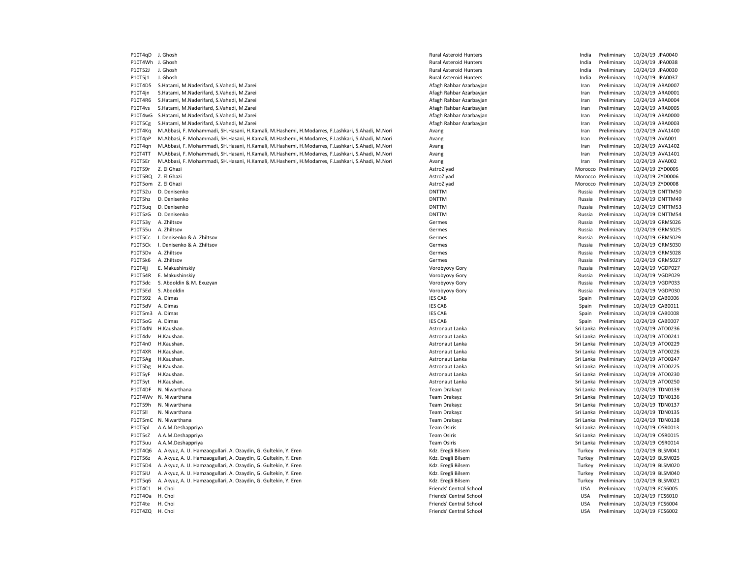| | | | | | | |
|---|---|---|---|---|---|---|
| P10T4qD | J. Ghosh | Rural Asteroid Hunters | India | Preliminary | 10/24/19 | JPA0040 |
| P10T4Wh | J. Ghosh | Rural Asteroid Hunters | India | Preliminary | 10/24/19 | JPA0038 |
| P10T52J | J. Ghosh | Rural Asteroid Hunters | India | Preliminary | 10/24/19 | JPA0030 |
| P10T5j1 | J. Ghosh | Rural Asteroid Hunters | India | Preliminary | 10/24/19 | JPA0037 |
| P10T4D5 | S.Hatami, M.Naderifard, S.Vahedi, M.Zarei | Afagh Rahbar Azarbayjan | Iran | Preliminary | 10/24/19 | ARA0007 |
| P10T4jn | S.Hatami, M.Naderifard, S.Vahedi, M.Zarei | Afagh Rahbar Azarbayjan | Iran | Preliminary | 10/24/19 | ARA0001 |
| P10T4R6 | S.Hatami, M.Naderifard, S.Vahedi, M.Zarei | Afagh Rahbar Azarbayjan | Iran | Preliminary | 10/24/19 | ARA0004 |
| P10T4vs | S.Hatami, M.Naderifard, S.Vahedi, M.Zarei | Afagh Rahbar Azarbayjan | Iran | Preliminary | 10/24/19 | ARA0005 |
| P10T4wG | S.Hatami, M.Naderifard, S.Vahedi, M.Zarei | Afagh Rahbar Azarbayjan | Iran | Preliminary | 10/24/19 | ARA0000 |
| P10T5Cg | S.Hatami, M.Naderifard, S.Vahedi, M.Zarei | Afagh Rahbar Azarbayjan | Iran | Preliminary | 10/24/19 | ARA0003 |
| P10T4Kq | M.Abbasi, F. Mohammadi, SH.Hasani, H.Kamali, M.Hashemi, H.Modarres, F.Lashkari, S.Ahadi, M.Nori | Avang | Iran | Preliminary | 10/24/19 | AVA1400 |
| P10T4pP | M.Abbasi, F. Mohammadi, SH.Hasani, H.Kamali, M.Hashemi, H.Modarres, F.Lashkari, S.Ahadi, M.Nori | Avang | Iran | Preliminary | 10/24/19 | AVA001 |
| P10T4qn | M.Abbasi, F. Mohammadi, SH.Hasani, H.Kamali, M.Hashemi, H.Modarres, F.Lashkari, S.Ahadi, M.Nori | Avang | Iran | Preliminary | 10/24/19 | AVA1402 |
| P10T4TT | M.Abbasi, F. Mohammadi, SH.Hasani, H.Kamali, M.Hashemi, H.Modarres, F.Lashkari, S.Ahadi, M.Nori | Avang | Iran | Preliminary | 10/24/19 | AVA1401 |
| P10T5Er | M.Abbasi, F. Mohammadi, SH.Hasani, H.Kamali, M.Hashemi, H.Modarres, F.Lashkari, S.Ahadi, M.Nori | Avang | Iran | Preliminary | 10/24/19 | AVA002 |
| P10T59r | Z. El Ghazi | AstroZiyad | Morocco | Preliminary | 10/24/19 | ZYD0005 |
| P10T5BQ | Z. El Ghazi | AstroZiyad | Morocco | Preliminary | 10/24/19 | ZYD0006 |
| P10T5om | Z. El Ghazi | AstroZiyad | Morocco | Preliminary | 10/24/19 | ZYD0008 |
| P10T52u | D. Denisenko | DNTTM | Russia | Preliminary | 10/24/19 | DNTTM50 |
| P10T5hz | D. Denisenko | DNTTM | Russia | Preliminary | 10/24/19 | DNTTM49 |
| P10T5uq | D. Denisenko | DNTTM | Russia | Preliminary | 10/24/19 | DNTTM53 |
| P10T5zG | D. Denisenko | DNTTM | Russia | Preliminary | 10/24/19 | DNTTM54 |
| P10T53y | A. Zhiltsov | Germes | Russia | Preliminary | 10/24/19 | GRMS026 |
| P10T55u | A. Zhiltsov | Germes | Russia | Preliminary | 10/24/19 | GRMS025 |
| P10T5Cc | I. Denisenko & A. Zhiltsov | Germes | Russia | Preliminary | 10/24/19 | GRMS029 |
| P10T5Ck | I. Denisenko & A. Zhiltsov | Germes | Russia | Preliminary | 10/24/19 | GRMS030 |
| P10T5Dv | A. Zhiltsov | Germes | Russia | Preliminary | 10/24/19 | GRMS028 |
| P10T5k6 | A. Zhiltsov | Germes | Russia | Preliminary | 10/24/19 | GRMS027 |
| P10T4jj | E. Makushinskiy | Vorobyovy Gory | Russia | Preliminary | 10/24/19 | VGDP027 |
| P10T54R | E. Makushinskiy | Vorobyovy Gory | Russia | Preliminary | 10/24/19 | VGDP029 |
| P10T5dc | S. Abdoldin & M. Exuzyan | Vorobyovy Gory | Russia | Preliminary | 10/24/19 | VGDP033 |
| P10T5Ed | S. Abdoldin | Vorobyovy Gory | Russia | Preliminary | 10/24/19 | VGDP030 |
| P10T592 | A. Dimas | IES CAB | Spain | Preliminary | 10/24/19 | CAB0006 |
| P10T5dV | A. Dimas | IES CAB | Spain | Preliminary | 10/24/19 | CAB0011 |
| P10T5m3 | A. Dimas | IES CAB | Spain | Preliminary | 10/24/19 | CAB0008 |
| P10T5oG | A. Dimas | IES CAB | Spain | Preliminary | 10/24/19 | CAB0007 |
| P10T4dN | H.Kaushan. | Astronaut Lanka | Sri Lanka | Preliminary | 10/24/19 | ATO0236 |
| P10T4dv | H.Kaushan. | Astronaut Lanka | Sri Lanka | Preliminary | 10/24/19 | ATO0241 |
| P10T4n0 | H.Kaushan. | Astronaut Lanka | Sri Lanka | Preliminary | 10/24/19 | ATO0229 |
| P10T4XR | H.Kaushan. | Astronaut Lanka | Sri Lanka | Preliminary | 10/24/19 | ATO0226 |
| P10T5Ag | H.Kaushan. | Astronaut Lanka | Sri Lanka | Preliminary | 10/24/19 | ATO0247 |
| P10T5bg | H.Kaushan. | Astronaut Lanka | Sri Lanka | Preliminary | 10/24/19 | ATO0225 |
| P10T5yF | H.Kaushan. | Astronaut Lanka | Sri Lanka | Preliminary | 10/24/19 | ATO0230 |
| P10T5yt | H.Kaushan. | Astronaut Lanka | Sri Lanka | Preliminary | 10/24/19 | ATO0250 |
| P10T4DF | N. Niwarthana | Team Drakayz | Sri Lanka | Preliminary | 10/24/19 | TDN0139 |
| P10T4Wv | N. Niwarthana | Team Drakayz | Sri Lanka | Preliminary | 10/24/19 | TDN0136 |
| P10T59h | N. Niwarthana | Team Drakayz | Sri Lanka | Preliminary | 10/24/19 | TDN0137 |
| P10T5ll | N. Niwarthana | Team Drakayz | Sri Lanka | Preliminary | 10/24/19 | TDN0135 |
| P10T5mC | N. Niwarthana | Team Drakayz | Sri Lanka | Preliminary | 10/24/19 | TDN0138 |
| P10T5pl | A.A.M.Deshappriya | Team Osiris | Sri Lanka | Preliminary | 10/24/19 | OSR0013 |
| P10T5sZ | A.A.M.Deshappriya | Team Osiris | Sri Lanka | Preliminary | 10/24/19 | OSR0015 |
| P10T5uu | A.A.M.Deshappriya | Team Osiris | Sri Lanka | Preliminary | 10/24/19 | OSR0014 |
| P10T4Q6 | A. Akyuz, A. U. Hamzaogullari. A. Ozaydin, G. Gultekin, Y. Eren | Kdz. Eregli Bilsem | Turkey | Preliminary | 10/24/19 | BLSM041 |
| P10T56z | A. Akyuz, A. U. Hamzaogullari. A. Ozaydin, G. Gultekin, Y. Eren | Kdz. Eregli Bilsem | Turkey | Preliminary | 10/24/19 | BLSM025 |
| P10T5D4 | A. Akyuz, A. U. Hamzaogullari. A. Ozaydin, G. Gultekin, Y. Eren | Kdz. Eregli Bilsem | Turkey | Preliminary | 10/24/19 | BLSM020 |
| P10T5iU | A. Akyuz, A. U. Hamzaogullari. A. Ozaydin, G. Gultekin, Y. Eren | Kdz. Eregli Bilsem | Turkey | Preliminary | 10/24/19 | BLSM040 |
| P10T5q6 | A. Akyuz, A. U. Hamzaogullari. A. Ozaydin, G. Gultekin, Y. Eren | Kdz. Eregli Bilsem | Turkey | Preliminary | 10/24/19 | BLSM021 |
| P10T4C1 | H. Choi | Friends' Central School | USA | Preliminary | 10/24/19 | FCS6005 |
| P10T4Oa | H. Choi | Friends' Central School | USA | Preliminary | 10/24/19 | FCS6010 |
| P10T4te | H. Choi | Friends' Central School | USA | Preliminary | 10/24/19 | FCS6004 |
| P10T4ZQ | H. Choi | Friends' Central School | USA | Preliminary | 10/24/19 | FCS6002 |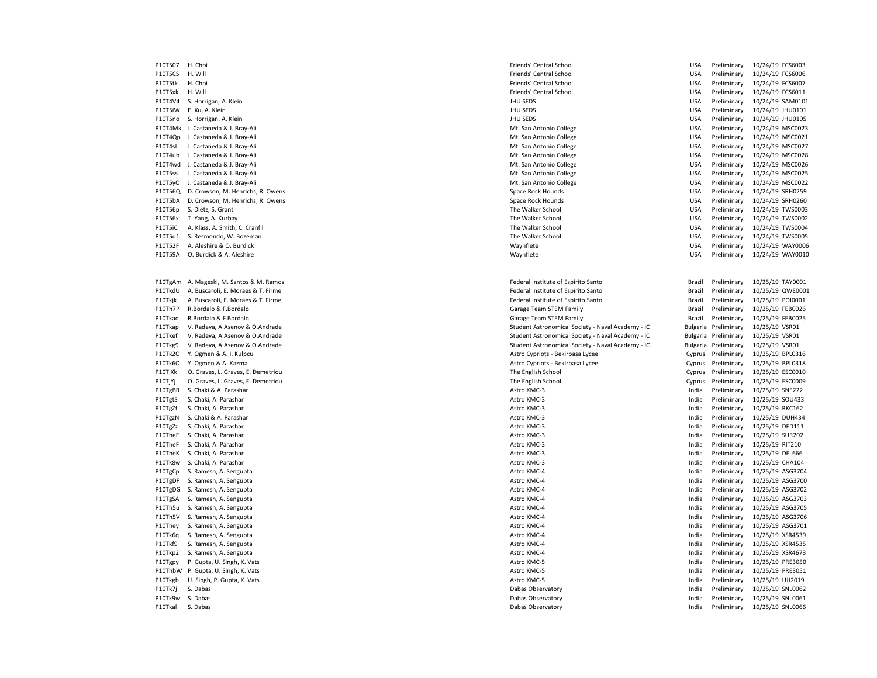| | | | | | | |
|---|---|---|---|---|---|---|
| P10T5O7 | H. Choi | Friends' Central School | USA | Preliminary | 10/24/19 | FCS6003 |
| P10T5CS | H. Will | Friends' Central School | USA | Preliminary | 10/24/19 | FCS6006 |
| P10T5tk | H. Choi | Friends' Central School | USA | Preliminary | 10/24/19 | FCS6007 |
| P10T5xk | H. Will | Friends' Central School | USA | Preliminary | 10/24/19 | FCS6011 |
| P10T4V4 | S. Horrigan, A. Klein | JHU SEDS | USA | Preliminary | 10/24/19 | SAM0101 |
| P10T5iW | E. Xu, A. Klein | JHU SEDS | USA | Preliminary | 10/24/19 | JHU0101 |
| P10T5no | S. Horrigan, A. Klein | JHU SEDS | USA | Preliminary | 10/24/19 | JHU0105 |
| P10T4Mk | J. Castaneda & J. Bray-Ali | Mt. San Antonio College | USA | Preliminary | 10/24/19 | MSC0023 |
| P10T4Qp | J. Castaneda & J. Bray-Ali | Mt. San Antonio College | USA | Preliminary | 10/24/19 | MSC0021 |
| P10T4sl | J. Castaneda & J. Bray-Ali | Mt. San Antonio College | USA | Preliminary | 10/24/19 | MSC0027 |
| P10T4ub | J. Castaneda & J. Bray-Ali | Mt. San Antonio College | USA | Preliminary | 10/24/19 | MSC0028 |
| P10T4wd | J. Castaneda & J. Bray-Ali | Mt. San Antonio College | USA | Preliminary | 10/24/19 | MSC0026 |
| P10T5ss | J. Castaneda & J. Bray-Ali | Mt. San Antonio College | USA | Preliminary | 10/24/19 | MSC0025 |
| P10T5yO | J. Castaneda & J. Bray-Ali | Mt. San Antonio College | USA | Preliminary | 10/24/19 | MSC0022 |
| P10T56Q | D. Crowson, M. Henrichs, R. Owens | Space Rock Hounds | USA | Preliminary | 10/24/19 | SRH0259 |
| P10T5bA | D. Crowson, M. Henrichs, R. Owens | Space Rock Hounds | USA | Preliminary | 10/24/19 | SRH0260 |
| P10T56p | S. Dietz, S. Grant | The Walker School | USA | Preliminary | 10/24/19 | TWS0003 |
| P10T56x | T. Yang, A. Kurbay | The Walker School | USA | Preliminary | 10/24/19 | TWS0002 |
| P10T5iC | A. Klass, A. Smith, C. Cranfil | The Walker School | USA | Preliminary | 10/24/19 | TWS0004 |
| P10T5q1 | S. Resmondo, W. Bozeman | The Walker School | USA | Preliminary | 10/24/19 | TWS0005 |
| P10T52F | A. Aleshire & O. Burdick | Waynflete | USA | Preliminary | 10/24/19 | WAY0006 |
| P10T59A | O. Burdick & A. Aleshire | Waynflete | USA | Preliminary | 10/24/19 | WAY0010 |
| | | | | | | |
| P10TgAm | A. Mageski, M. Santos & M. Ramos | Federal Institute of Espirito Santo | Brazil | Preliminary | 10/25/19 | TAY0001 |
| P10TkdU | A. Buscaroli, E. Moraes & T. Firme | Federal Institute of Espírito Santo | Brazil | Preliminary | 10/25/19 | QWE0001 |
| P10Tkjk | A. Buscaroli, E. Moraes & T. Firme | Federal Institute of Espírito Santo | Brazil | Preliminary | 10/25/19 | POI0001 |
| P10Th7P | R.Bordalo & F.Bordalo | Garage Team STEM Family | Brazil | Preliminary | 10/25/19 | FEB0026 |
| P10Tkad | R.Bordalo & F.Bordalo | Garage Team STEM Family | Brazil | Preliminary | 10/25/19 | FEB0025 |
| P10Tkap | V. Radeva, A.Asenov & O.Andrade | Student Astronomical Society - Naval Academy - IC | Bulgaria | Preliminary | 10/25/19 | VSR01 |
| P10Tkef | V. Radeva, A.Asenov & O.Andrade | Student Astronomical Society - Naval Academy - IC | Bulgaria | Preliminary | 10/25/19 | VSR01 |
| P10Tkg9 | V. Radeva, A.Asenov & O.Andrade | Student Astronomical Society - Naval Academy - IC | Bulgaria | Preliminary | 10/25/19 | VSR01 |
| P10Tk2O | Y. Ogmen & A. I. Kulpcu | Astro Cypriots - Bekirpasa Lycee | Cyprus | Preliminary | 10/25/19 | BPL0316 |
| P10Tk6O | Y. Ogmen & A. Kazma | Astro Cypriots - Bekirpasa Lycee | Cyprus | Preliminary | 10/25/19 | BPL0318 |
| P10TjXk | O. Graves, L. Graves, E. Demetriou | The English School | Cyprus | Preliminary | 10/25/19 | ESC0010 |
| P10TjYj | O. Graves, L. Graves, E. Demetriou | The English School | Cyprus | Preliminary | 10/25/19 | ESC0009 |
| P10TgBR | S. Chaki & A. Parashar | Astro KMC-3 | India | Preliminary | 10/25/19 | SNE222 |
| P10TgtS | S. Chaki, A. Parashar | Astro KMC-3 | India | Preliminary | 10/25/19 | SOU433 |
| P10TgZf | S. Chaki, A. Parashar | Astro KMC-3 | India | Preliminary | 10/25/19 | RKC162 |
| P10TgzN | S. Chaki & A. Parashar | Astro KMC-3 | India | Preliminary | 10/25/19 | DUH434 |
| P10TgZz | S. Chaki, A. Parashar | Astro KMC-3 | India | Preliminary | 10/25/19 | DED111 |
| P10TheE | S. Chaki, A. Parashar | Astro KMC-3 | India | Preliminary | 10/25/19 | SUR202 |
| P10TheF | S. Chaki, A. Parashar | Astro KMC-3 | India | Preliminary | 10/25/19 | RIT210 |
| P10TheK | S. Chaki, A. Parashar | Astro KMC-3 | India | Preliminary | 10/25/19 | DEL666 |
| P10Tk8w | S. Chaki, A. Parashar | Astro KMC-3 | India | Preliminary | 10/25/19 | CHA104 |
| P10TgCp | S. Ramesh, A. Sengupta | Astro KMC-4 | India | Preliminary | 10/25/19 | ASG3704 |
| P10TgDF | S. Ramesh, A. Sengupta | Astro KMC-4 | India | Preliminary | 10/25/19 | ASG3700 |
| P10TgDG | S. Ramesh, A. Sengupta | Astro KMC-4 | India | Preliminary | 10/25/19 | ASG3702 |
| P10TgSA | S. Ramesh, A. Sengupta | Astro KMC-4 | India | Preliminary | 10/25/19 | ASG3703 |
| P10Th5u | S. Ramesh, A. Sengupta | Astro KMC-4 | India | Preliminary | 10/25/19 | ASG3705 |
| P10Th5V | S. Ramesh, A. Sengupta | Astro KMC-4 | India | Preliminary | 10/25/19 | ASG3706 |
| P10They | S. Ramesh, A. Sengupta | Astro KMC-4 | India | Preliminary | 10/25/19 | ASG3701 |
| P10Tk6q | S. Ramesh, A. Sengupta | Astro KMC-4 | India | Preliminary | 10/25/19 | XSR4539 |
| P10Tkf9 | S. Ramesh, A. Sengupta | Astro KMC-4 | India | Preliminary | 10/25/19 | XSR4535 |
| P10Tkp2 | S. Ramesh, A. Sengupta | Astro KMC-4 | India | Preliminary | 10/25/19 | XSR4673 |
| P10Tgpy | P. Gupta, U. Singh, K. Vats | Astro KMC-5 | India | Preliminary | 10/25/19 | PRE3050 |
| P10ThbW | P. Gupta, U. Singh, K. Vats | Astro KMC-5 | India | Preliminary | 10/25/19 | PRE3051 |
| P10Tkgb | U. Singh, P. Gupta, K. Vats | Astro KMC-5 | India | Preliminary | 10/25/19 | UJJ2019 |
| P10Tk7j | S. Dabas | Dabas Observatory | India | Preliminary | 10/25/19 | SNL0062 |
| P10Tk9w | S. Dabas | Dabas Observatory | India | Preliminary | 10/25/19 | SNL0061 |
| P10Tkal | S. Dabas | Dabas Observatory | India | Preliminary | 10/25/19 | SNL0066 |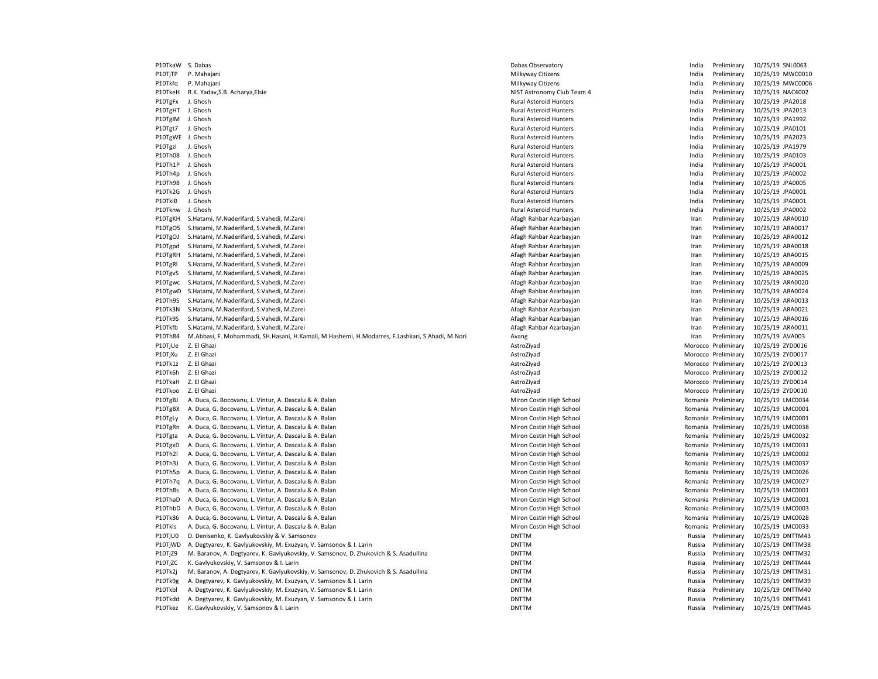| | | | | | | |
|---|---|---|---|---|---|---|
| P10TkaW | S. Dabas | Dabas Observatory | India | Preliminary | 10/25/19 | SNL0063 |
| P10TjTP | P. Mahajani | Milkyway Citizens | India | Preliminary | 10/25/19 | MWC0010 |
| P10Tkfq | P. Mahajani | Milkyway Citizens | India | Preliminary | 10/25/19 | MWC0006 |
| P10TkeH | R.K. Yadav,S.B. Acharya,Elsie | NIST Astronomy Club Team 4 | India | Preliminary | 10/25/19 | NAC4002 |
| P10TgFx | J. Ghosh | Rural Asteroid Hunters | India | Preliminary | 10/25/19 | JPA2018 |
| P10TgHT | J. Ghosh | Rural Asteroid Hunters | India | Preliminary | 10/25/19 | JPA2013 |
| P10TglM | J. Ghosh | Rural Asteroid Hunters | India | Preliminary | 10/25/19 | JPA1992 |
| P10Tgt7 | J. Ghosh | Rural Asteroid Hunters | India | Preliminary | 10/25/19 | JPA0101 |
| P10TgWE | J. Ghosh | Rural Asteroid Hunters | India | Preliminary | 10/25/19 | JPA2023 |
| P10Tgzl | J. Ghosh | Rural Asteroid Hunters | India | Preliminary | 10/25/19 | JPA1979 |
| P10Th08 | J. Ghosh | Rural Asteroid Hunters | India | Preliminary | 10/25/19 | JPA0103 |
| P10Th1P | J. Ghosh | Rural Asteroid Hunters | India | Preliminary | 10/25/19 | JPA0001 |
| P10Th4p | J. Ghosh | Rural Asteroid Hunters | India | Preliminary | 10/25/19 | JPA0002 |
| P10Th98 | J. Ghosh | Rural Asteroid Hunters | India | Preliminary | 10/25/19 | JPA0005 |
| P10Tk2G | J. Ghosh | Rural Asteroid Hunters | India | Preliminary | 10/25/19 | JPA0001 |
| P10TkiB | J. Ghosh | Rural Asteroid Hunters | India | Preliminary | 10/25/19 | JPA0001 |
| P10Tknw | J. Ghosh | Rural Asteroid Hunters | India | Preliminary | 10/25/19 | JPA0002 |
| P10TgKH | S.Hatami, M.Naderifard, S.Vahedi, M.Zarei | Afagh Rahbar Azarbayjan | Iran | Preliminary | 10/25/19 | ARA0010 |
| P10TgO5 | S.Hatami, M.Naderifard, S.Vahedi, M.Zarei | Afagh Rahbar Azarbayjan | Iran | Preliminary | 10/25/19 | ARA0017 |
| P10TgOJ | S.Hatami, M.Naderifard, S.Vahedi, M.Zarei | Afagh Rahbar Azarbayjan | Iran | Preliminary | 10/25/19 | ARA0012 |
| P10Tgpd | S.Hatami, M.Naderifard, S.Vahedi, M.Zarei | Afagh Rahbar Azarbayjan | Iran | Preliminary | 10/25/19 | ARA0018 |
| P10TgRH | S.Hatami, M.Naderifard, S.Vahedi, M.Zarei | Afagh Rahbar Azarbayjan | Iran | Preliminary | 10/25/19 | ARA0015 |
| P10TgRl | S.Hatami, M.Naderifard, S.Vahedi, M.Zarei | Afagh Rahbar Azarbayjan | Iran | Preliminary | 10/25/19 | ARA0009 |
| P10TgvS | S.Hatami, M.Naderifard, S.Vahedi, M.Zarei | Afagh Rahbar Azarbayjan | Iran | Preliminary | 10/25/19 | ARA0025 |
| P10Tgwc | S.Hatami, M.Naderifard, S.Vahedi, M.Zarei | Afagh Rahbar Azarbayjan | Iran | Preliminary | 10/25/19 | ARA0020 |
| P10TgwD | S.Hatami, M.Naderifard, S.Vahedi, M.Zarei | Afagh Rahbar Azarbayjan | Iran | Preliminary | 10/25/19 | ARA0024 |
| P10Th9S | S.Hatami, M.Naderifard, S.Vahedi, M.Zarei | Afagh Rahbar Azarbayjan | Iran | Preliminary | 10/25/19 | ARA0013 |
| P10Tk3N | S.Hatami, M.Naderifard, S.Vahedi, M.Zarei | Afagh Rahbar Azarbayjan | Iran | Preliminary | 10/25/19 | ARA0021 |
| P10Tk9S | S.Hatami, M.Naderifard, S.Vahedi, M.Zarei | Afagh Rahbar Azarbayjan | Iran | Preliminary | 10/25/19 | ARA0016 |
| P10Tkfb | S.Hatami, M.Naderifard, S.Vahedi, M.Zarei | Afagh Rahbar Azarbayjan | Iran | Preliminary | 10/25/19 | ARA0011 |
| P10Th84 | M.Abbasi, F. Mohammadi, SH.Hasani, H.Kamali, M.Hashemi, H.Modarres, F.Lashkari, S.Ahadi, M.Nori | Avang | Iran | Preliminary | 10/25/19 | AVA003 |
| P10TjUe | Z. El Ghazi | AstroZiyad | Morocco | Preliminary | 10/25/19 | ZYD0016 |
| P10TjXu | Z. El Ghazi | AstroZiyad | Morocco | Preliminary | 10/25/19 | ZYD0017 |
| P10Tk1z | Z. El Ghazi | AstroZiyad | Morocco | Preliminary | 10/25/19 | ZYD0013 |
| P10Tk6h | Z. El Ghazi | AstroZiyad | Morocco | Preliminary | 10/25/19 | ZYD0012 |
| P10TkaH | Z. El Ghazi | AstroZiyad | Morocco | Preliminary | 10/25/19 | ZYD0014 |
| P10Tkoo | Z. El Ghazi | AstroZiyad | Morocco | Preliminary | 10/25/19 | ZYD0010 |
| P10TgBJ | A. Duca, G. Bocovanu, L. Vintur, A. Dascalu & A. Balan | Miron Costin High School | Romania | Preliminary | 10/25/19 | LMC0034 |
| P10TgBX | A. Duca, G. Bocovanu, L. Vintur, A. Dascalu & A. Balan | Miron Costin High School | Romania | Preliminary | 10/25/19 | LMC0001 |
| P10TgLy | A. Duca, G. Bocovanu, L. Vintur, A. Dascalu & A. Balan | Miron Costin High School | Romania | Preliminary | 10/25/19 | LMC0001 |
| P10TgRn | A. Duca, G. Bocovanu, L. Vintur, A. Dascalu & A. Balan | Miron Costin High School | Romania | Preliminary | 10/25/19 | LMC0038 |
| P10Tgta | A. Duca, G. Bocovanu, L. Vintur, A. Dascalu & A. Balan | Miron Costin High School | Romania | Preliminary | 10/25/19 | LMC0032 |
| P10TgxD | A. Duca, G. Bocovanu, L. Vintur, A. Dascalu & A. Balan | Miron Costin High School | Romania | Preliminary | 10/25/19 | LMC0031 |
| P10Th2l | A. Duca, G. Bocovanu, L. Vintur, A. Dascalu & A. Balan | Miron Costin High School | Romania | Preliminary | 10/25/19 | LMC0002 |
| P10Th3J | A. Duca, G. Bocovanu, L. Vintur, A. Dascalu & A. Balan | Miron Costin High School | Romania | Preliminary | 10/25/19 | LMC0037 |
| P10Th5p | A. Duca, G. Bocovanu, L. Vintur, A. Dascalu & A. Balan | Miron Costin High School | Romania | Preliminary | 10/25/19 | LMC0026 |
| P10Th7q | A. Duca, G. Bocovanu, L. Vintur, A. Dascalu & A. Balan | Miron Costin High School | Romania | Preliminary | 10/25/19 | LMC0027 |
| P10Th8s | A. Duca, G. Bocovanu, L. Vintur, A. Dascalu & A. Balan | Miron Costin High School | Romania | Preliminary | 10/25/19 | LMC0001 |
| P10ThaD | A. Duca, G. Bocovanu, L. Vintur, A. Dascalu & A. Balan | Miron Costin High School | Romania | Preliminary | 10/25/19 | LMC0001 |
| P10ThbD | A. Duca, G. Bocovanu, L. Vintur, A. Dascalu & A. Balan | Miron Costin High School | Romania | Preliminary | 10/25/19 | LMC0003 |
| P10Tk86 | A. Duca, G. Bocovanu, L. Vintur, A. Dascalu & A. Balan | Miron Costin High School | Romania | Preliminary | 10/25/19 | LMC0028 |
| P10Tkls | A. Duca, G. Bocovanu, L. Vintur, A. Dascalu & A. Balan | Miron Costin High School | Romania | Preliminary | 10/25/19 | LMC0033 |
| P10TjU0 | D. Denisenko, K. Gavlyukovskiy & V. Samsonov | DNTTM | Russia | Preliminary | 10/25/19 | DNTTM43 |
| P10TjWD | A. Degtyarev, K. Gavlyukovskiy, M. Exuzyan, V. Samsonov & I. Larin | DNTTM | Russia | Preliminary | 10/25/19 | DNTTM38 |
| P10TjZ9 | M. Baranov, A. Degtyarev, K. Gavlyukovskiy, V. Samsonov, D. Zhukovich & S. Asadullina | DNTTM | Russia | Preliminary | 10/25/19 | DNTTM32 |
| P10TjZC | K. Gavlyukovskiy, V. Samsonov & I. Larin | DNTTM | Russia | Preliminary | 10/25/19 | DNTTM44 |
| P10Tk2j | M. Baranov, A. Degtyarev, K. Gavlyukovskiy, V. Samsonov, D. Zhukovich & S. Asadullina | DNTTM | Russia | Preliminary | 10/25/19 | DNTTM31 |
| P10Tk9g | A. Degtyarev, K. Gavlyukovskiy, M. Exuzyan, V. Samsonov & I. Larin | DNTTM | Russia | Preliminary | 10/25/19 | DNTTM39 |
| P10Tkbl | A. Degtyarev, K. Gavlyukovskiy, M. Exuzyan, V. Samsonov & I. Larin | DNTTM | Russia | Preliminary | 10/25/19 | DNTTM40 |
| P10Tkdd | A. Degtyarev, K. Gavlyukovskiy, M. Exuzyan, V. Samsonov & I. Larin | DNTTM | Russia | Preliminary | 10/25/19 | DNTTM41 |
| P10Tkez | K. Gavlyukovskiy, V. Samsonov & I. Larin | DNTTM | Russia | Preliminary | 10/25/19 | DNTTM46 |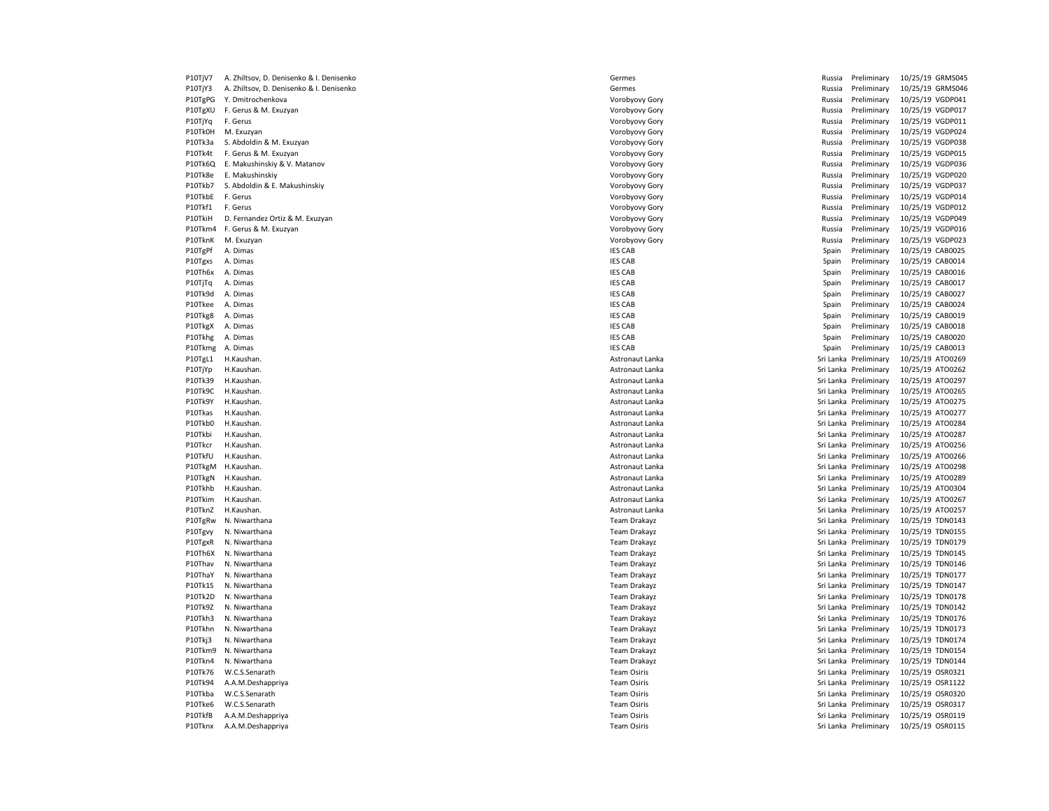| | | | | | | |
|---|---|---|---|---|---|---|
| P10TjV7 | A. Zhiltsov, D. Denisenko & I. Denisenko | Germes | Russia | Preliminary | 10/25/19 | GRMS045 |
| P10TjY3 | A. Zhiltsov, D. Denisenko & I. Denisenko | Germes | Russia | Preliminary | 10/25/19 | GRMS046 |
| P10TgPG | Y. Dmitrochenkova | Vorobyovy Gory | Russia | Preliminary | 10/25/19 | VGDP041 |
| P10TgXU | F. Gerus & M. Exuzyan | Vorobyovy Gory | Russia | Preliminary | 10/25/19 | VGDP017 |
| P10TjYq | F. Gerus | Vorobyovy Gory | Russia | Preliminary | 10/25/19 | VGDP011 |
| P10Tk0H | M. Exuzyan | Vorobyovy Gory | Russia | Preliminary | 10/25/19 | VGDP024 |
| P10Tk3a | S. Abdoldin & M. Exuzyan | Vorobyovy Gory | Russia | Preliminary | 10/25/19 | VGDP038 |
| P10Tk4t | F. Gerus & M. Exuzyan | Vorobyovy Gory | Russia | Preliminary | 10/25/19 | VGDP015 |
| P10Tk6Q | E. Makushinskiy & V. Matanov | Vorobyovy Gory | Russia | Preliminary | 10/25/19 | VGDP036 |
| P10Tk8e | E. Makushinskiy | Vorobyovy Gory | Russia | Preliminary | 10/25/19 | VGDP020 |
| P10Tkb7 | S. Abdoldin & E. Makushinskiy | Vorobyovy Gory | Russia | Preliminary | 10/25/19 | VGDP037 |
| P10TkbE | F. Gerus | Vorobyovy Gory | Russia | Preliminary | 10/25/19 | VGDP014 |
| P10Tkf1 | F. Gerus | Vorobyovy Gory | Russia | Preliminary | 10/25/19 | VGDP012 |
| P10TkiH | D. Fernandez Ortiz & M. Exuzyan | Vorobyovy Gory | Russia | Preliminary | 10/25/19 | VGDP049 |
| P10Tkm4 | F. Gerus & M. Exuzyan | Vorobyovy Gory | Russia | Preliminary | 10/25/19 | VGDP016 |
| P10TknK | M. Exuzyan | Vorobyovy Gory | Russia | Preliminary | 10/25/19 | VGDP023 |
| P10TgPf | A. Dimas | IES CAB | Spain | Preliminary | 10/25/19 | CAB0025 |
| P10Tgxs | A. Dimas | IES CAB | Spain | Preliminary | 10/25/19 | CAB0014 |
| P10Th6x | A. Dimas | IES CAB | Spain | Preliminary | 10/25/19 | CAB0016 |
| P10TjTq | A. Dimas | IES CAB | Spain | Preliminary | 10/25/19 | CAB0017 |
| P10Tk9d | A. Dimas | IES CAB | Spain | Preliminary | 10/25/19 | CAB0027 |
| P10Tkee | A. Dimas | IES CAB | Spain | Preliminary | 10/25/19 | CAB0024 |
| P10Tkg8 | A. Dimas | IES CAB | Spain | Preliminary | 10/25/19 | CAB0019 |
| P10TkgX | A. Dimas | IES CAB | Spain | Preliminary | 10/25/19 | CAB0018 |
| P10Tkhg | A. Dimas | IES CAB | Spain | Preliminary | 10/25/19 | CAB0020 |
| P10Tkmg | A. Dimas | IES CAB | Spain | Preliminary | 10/25/19 | CAB0013 |
| P10TgL1 | H.Kaushan. | Astronaut Lanka | Sri Lanka | Preliminary | 10/25/19 | ATO0269 |
| P10TjYp | H.Kaushan. | Astronaut Lanka | Sri Lanka | Preliminary | 10/25/19 | ATO0262 |
| P10Tk39 | H.Kaushan. | Astronaut Lanka | Sri Lanka | Preliminary | 10/25/19 | ATO0297 |
| P10Tk9C | H.Kaushan. | Astronaut Lanka | Sri Lanka | Preliminary | 10/25/19 | ATO0265 |
| P10Tk9Y | H.Kaushan. | Astronaut Lanka | Sri Lanka | Preliminary | 10/25/19 | ATO0275 |
| P10Tkas | H.Kaushan. | Astronaut Lanka | Sri Lanka | Preliminary | 10/25/19 | ATO0277 |
| P10Tkb0 | H.Kaushan. | Astronaut Lanka | Sri Lanka | Preliminary | 10/25/19 | ATO0284 |
| P10Tkbi | H.Kaushan. | Astronaut Lanka | Sri Lanka | Preliminary | 10/25/19 | ATO0287 |
| P10Tkcr | H.Kaushan. | Astronaut Lanka | Sri Lanka | Preliminary | 10/25/19 | ATO0256 |
| P10TkfU | H.Kaushan. | Astronaut Lanka | Sri Lanka | Preliminary | 10/25/19 | ATO0266 |
| P10TkgM | H.Kaushan. | Astronaut Lanka | Sri Lanka | Preliminary | 10/25/19 | ATO0298 |
| P10TkgN | H.Kaushan. | Astronaut Lanka | Sri Lanka | Preliminary | 10/25/19 | ATO0289 |
| P10Tkhb | H.Kaushan. | Astronaut Lanka | Sri Lanka | Preliminary | 10/25/19 | ATO0304 |
| P10Tkim | H.Kaushan. | Astronaut Lanka | Sri Lanka | Preliminary | 10/25/19 | ATO0267 |
| P10TknZ | H.Kaushan. | Astronaut Lanka | Sri Lanka | Preliminary | 10/25/19 | ATO0257 |
| P10TgRw | N. Niwarthana | Team Drakayz | Sri Lanka | Preliminary | 10/25/19 | TDN0143 |
| P10Tgvy | N. Niwarthana | Team Drakayz | Sri Lanka | Preliminary | 10/25/19 | TDN0155 |
| P10TgxR | N. Niwarthana | Team Drakayz | Sri Lanka | Preliminary | 10/25/19 | TDN0179 |
| P10Th6X | N. Niwarthana | Team Drakayz | Sri Lanka | Preliminary | 10/25/19 | TDN0145 |
| P10Thav | N. Niwarthana | Team Drakayz | Sri Lanka | Preliminary | 10/25/19 | TDN0146 |
| P10ThaY | N. Niwarthana | Team Drakayz | Sri Lanka | Preliminary | 10/25/19 | TDN0177 |
| P10Tk1S | N. Niwarthana | Team Drakayz | Sri Lanka | Preliminary | 10/25/19 | TDN0147 |
| P10Tk2D | N. Niwarthana | Team Drakayz | Sri Lanka | Preliminary | 10/25/19 | TDN0178 |
| P10Tk9Z | N. Niwarthana | Team Drakayz | Sri Lanka | Preliminary | 10/25/19 | TDN0142 |
| P10Tkh3 | N. Niwarthana | Team Drakayz | Sri Lanka | Preliminary | 10/25/19 | TDN0176 |
| P10Tkhn | N. Niwarthana | Team Drakayz | Sri Lanka | Preliminary | 10/25/19 | TDN0173 |
| P10Tkj3 | N. Niwarthana | Team Drakayz | Sri Lanka | Preliminary | 10/25/19 | TDN0174 |
| P10Tkm9 | N. Niwarthana | Team Drakayz | Sri Lanka | Preliminary | 10/25/19 | TDN0154 |
| P10Tkn4 | N. Niwarthana | Team Drakayz | Sri Lanka | Preliminary | 10/25/19 | TDN0144 |
| P10Tk76 | W.C.S.Senarath | Team Osiris | Sri Lanka | Preliminary | 10/25/19 | OSR0321 |
| P10Tk94 | A.A.M.Deshappriya | Team Osiris | Sri Lanka | Preliminary | 10/25/19 | OSR1122 |
| P10Tkba | W.C.S.Senarath | Team Osiris | Sri Lanka | Preliminary | 10/25/19 | OSR0320 |
| P10Tke6 | W.C.S.Senarath | Team Osiris | Sri Lanka | Preliminary | 10/25/19 | OSR0317 |
| P10TkfB | A.A.M.Deshappriya | Team Osiris | Sri Lanka | Preliminary | 10/25/19 | OSR0119 |
| P10Tknx | A.A.M.Deshappriya | Team Osiris | Sri Lanka | Preliminary | 10/25/19 | OSR0115 |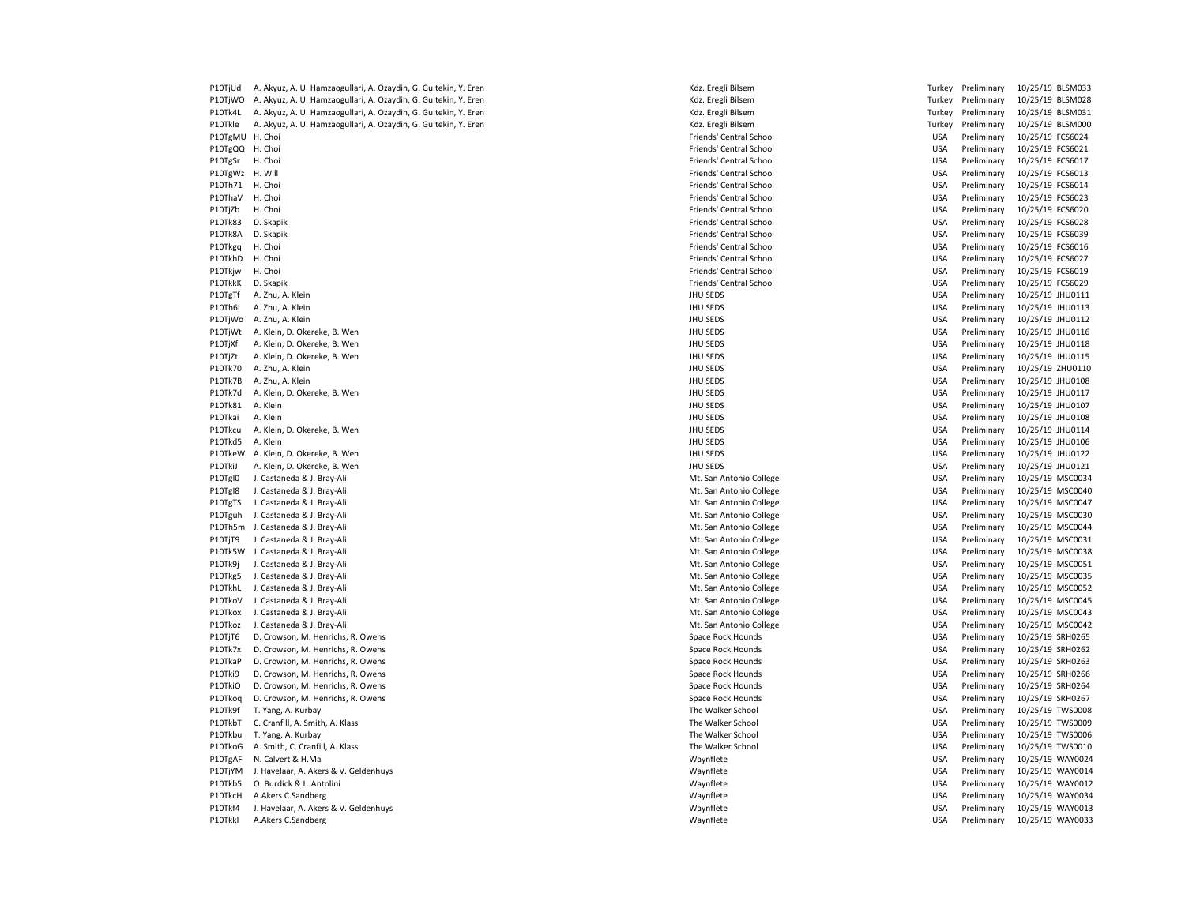| | | | | | | |
|---|---|---|---|---|---|---|
| P10TjUd | A. Akyuz, A. U. Hamzaogullari, A. Ozaydin, G. Gultekin, Y. Eren | Kdz. Eregli Bilsem | Turkey | Preliminary | 10/25/19 | BLSM033 |
| P10TjWO | A. Akyuz, A. U. Hamzaogullari, A. Ozaydin, G. Gultekin, Y. Eren | Kdz. Eregli Bilsem | Turkey | Preliminary | 10/25/19 | BLSM028 |
| P10Tk4L | A. Akyuz, A. U. Hamzaogullari, A. Ozaydin, G. Gultekin, Y. Eren | Kdz. Eregli Bilsem | Turkey | Preliminary | 10/25/19 | BLSM031 |
| P10Tkle | A. Akyuz, A. U. Hamzaogullari, A. Ozaydin, G. Gultekin, Y. Eren | Kdz. Eregli Bilsem | Turkey | Preliminary | 10/25/19 | BLSM000 |
| P10TgMU | H. Choi | Friends' Central School | USA | Preliminary | 10/25/19 | FCS6024 |
| P10TgQQ | H. Choi | Friends' Central School | USA | Preliminary | 10/25/19 | FCS6021 |
| P10TgSr | H. Choi | Friends' Central School | USA | Preliminary | 10/25/19 | FCS6017 |
| P10TgWz | H. Will | Friends' Central School | USA | Preliminary | 10/25/19 | FCS6013 |
| P10Th71 | H. Choi | Friends' Central School | USA | Preliminary | 10/25/19 | FCS6014 |
| P10ThaV | H. Choi | Friends' Central School | USA | Preliminary | 10/25/19 | FCS6023 |
| P10TjZb | H. Choi | Friends' Central School | USA | Preliminary | 10/25/19 | FCS6020 |
| P10Tk83 | D. Skapik | Friends' Central School | USA | Preliminary | 10/25/19 | FCS6028 |
| P10Tk8A | D. Skapik | Friends' Central School | USA | Preliminary | 10/25/19 | FCS6039 |
| P10Tkgq | H. Choi | Friends' Central School | USA | Preliminary | 10/25/19 | FCS6016 |
| P10TkhD | H. Choi | Friends' Central School | USA | Preliminary | 10/25/19 | FCS6027 |
| P10Tkjw | H. Choi | Friends' Central School | USA | Preliminary | 10/25/19 | FCS6019 |
| P10TkkK | D. Skapik | Friends' Central School | USA | Preliminary | 10/25/19 | FCS6029 |
| P10TgTf | A. Zhu, A. Klein | JHU SEDS | USA | Preliminary | 10/25/19 | JHU0111 |
| P10Th6i | A. Zhu, A. Klein | JHU SEDS | USA | Preliminary | 10/25/19 | JHU0113 |
| P10TjWo | A. Zhu, A. Klein | JHU SEDS | USA | Preliminary | 10/25/19 | JHU0112 |
| P10TjWt | A. Klein, D. Okereke, B. Wen | JHU SEDS | USA | Preliminary | 10/25/19 | JHU0116 |
| P10TjXf | A. Klein, D. Okereke, B. Wen | JHU SEDS | USA | Preliminary | 10/25/19 | JHU0118 |
| P10TjZt | A. Klein, D. Okereke, B. Wen | JHU SEDS | USA | Preliminary | 10/25/19 | JHU0115 |
| P10Tk70 | A. Zhu, A. Klein | JHU SEDS | USA | Preliminary | 10/25/19 | ZHU0110 |
| P10Tk7B | A. Zhu, A. Klein | JHU SEDS | USA | Preliminary | 10/25/19 | JHU0108 |
| P10Tk7d | A. Klein, D. Okereke, B. Wen | JHU SEDS | USA | Preliminary | 10/25/19 | JHU0117 |
| P10Tk81 | A. Klein | JHU SEDS | USA | Preliminary | 10/25/19 | JHU0107 |
| P10Tkai | A. Klein | JHU SEDS | USA | Preliminary | 10/25/19 | JHU0108 |
| P10Tkcu | A. Klein, D. Okereke, B. Wen | JHU SEDS | USA | Preliminary | 10/25/19 | JHU0114 |
| P10Tkd5 | A. Klein | JHU SEDS | USA | Preliminary | 10/25/19 | JHU0106 |
| P10TkeW | A. Klein, D. Okereke, B. Wen | JHU SEDS | USA | Preliminary | 10/25/19 | JHU0122 |
| P10TkiJ | A. Klein, D. Okereke, B. Wen | JHU SEDS | USA | Preliminary | 10/25/19 | JHU0121 |
| P10Tgl0 | J. Castaneda & J. Bray-Ali | Mt. San Antonio College | USA | Preliminary | 10/25/19 | MSC0034 |
| P10Tgl8 | J. Castaneda & J. Bray-Ali | Mt. San Antonio College | USA | Preliminary | 10/25/19 | MSC0040 |
| P10TgTS | J. Castaneda & J. Bray-Ali | Mt. San Antonio College | USA | Preliminary | 10/25/19 | MSC0047 |
| P10Tguh | J. Castaneda & J. Bray-Ali | Mt. San Antonio College | USA | Preliminary | 10/25/19 | MSC0030 |
| P10Th5m | J. Castaneda & J. Bray-Ali | Mt. San Antonio College | USA | Preliminary | 10/25/19 | MSC0044 |
| P10TjT9 | J. Castaneda & J. Bray-Ali | Mt. San Antonio College | USA | Preliminary | 10/25/19 | MSC0031 |
| P10Tk5W | J. Castaneda & J. Bray-Ali | Mt. San Antonio College | USA | Preliminary | 10/25/19 | MSC0038 |
| P10Tk9j | J. Castaneda & J. Bray-Ali | Mt. San Antonio College | USA | Preliminary | 10/25/19 | MSC0051 |
| P10Tkg5 | J. Castaneda & J. Bray-Ali | Mt. San Antonio College | USA | Preliminary | 10/25/19 | MSC0035 |
| P10TkhL | J. Castaneda & J. Bray-Ali | Mt. San Antonio College | USA | Preliminary | 10/25/19 | MSC0052 |
| P10TkoV | J. Castaneda & J. Bray-Ali | Mt. San Antonio College | USA | Preliminary | 10/25/19 | MSC0045 |
| P10Tkox | J. Castaneda & J. Bray-Ali | Mt. San Antonio College | USA | Preliminary | 10/25/19 | MSC0043 |
| P10Tkoz | J. Castaneda & J. Bray-Ali | Mt. San Antonio College | USA | Preliminary | 10/25/19 | MSC0042 |
| P10TjT6 | D. Crowson, M. Henrichs, R. Owens | Space Rock Hounds | USA | Preliminary | 10/25/19 | SRH0265 |
| P10Tk7x | D. Crowson, M. Henrichs, R. Owens | Space Rock Hounds | USA | Preliminary | 10/25/19 | SRH0262 |
| P10TkaP | D. Crowson, M. Henrichs, R. Owens | Space Rock Hounds | USA | Preliminary | 10/25/19 | SRH0263 |
| P10Tki9 | D. Crowson, M. Henrichs, R. Owens | Space Rock Hounds | USA | Preliminary | 10/25/19 | SRH0266 |
| P10TkiO | D. Crowson, M. Henrichs, R. Owens | Space Rock Hounds | USA | Preliminary | 10/25/19 | SRH0264 |
| P10Tkoq | D. Crowson, M. Henrichs, R. Owens | Space Rock Hounds | USA | Preliminary | 10/25/19 | SRH0267 |
| P10Tk9f | T. Yang, A. Kurbay | The Walker School | USA | Preliminary | 10/25/19 | TWS0008 |
| P10TkbT | C. Cranfill, A. Smith, A. Klass | The Walker School | USA | Preliminary | 10/25/19 | TWS0009 |
| P10Tkbu | T. Yang, A. Kurbay | The Walker School | USA | Preliminary | 10/25/19 | TWS0006 |
| P10TkoG | A. Smith, C. Cranfill, A. Klass | The Walker School | USA | Preliminary | 10/25/19 | TWS0010 |
| P10TgAF | N. Calvert & H.Ma | Waynflete | USA | Preliminary | 10/25/19 | WAY0024 |
| P10TjYM | J. Havelaar, A. Akers & V. Geldenhuys | Waynflete | USA | Preliminary | 10/25/19 | WAY0014 |
| P10Tkb5 | O. Burdick & L. Antolini | Waynflete | USA | Preliminary | 10/25/19 | WAY0012 |
| P10TkcH | A.Akers C.Sandberg | Waynflete | USA | Preliminary | 10/25/19 | WAY0034 |
| P10Tkf4 | J. Havelaar, A. Akers & V. Geldenhuys | Waynflete | USA | Preliminary | 10/25/19 | WAY0013 |
| P10Tkkl | A.Akers C.Sandberg | Waynflete | USA | Preliminary | 10/25/19 | WAY0033 |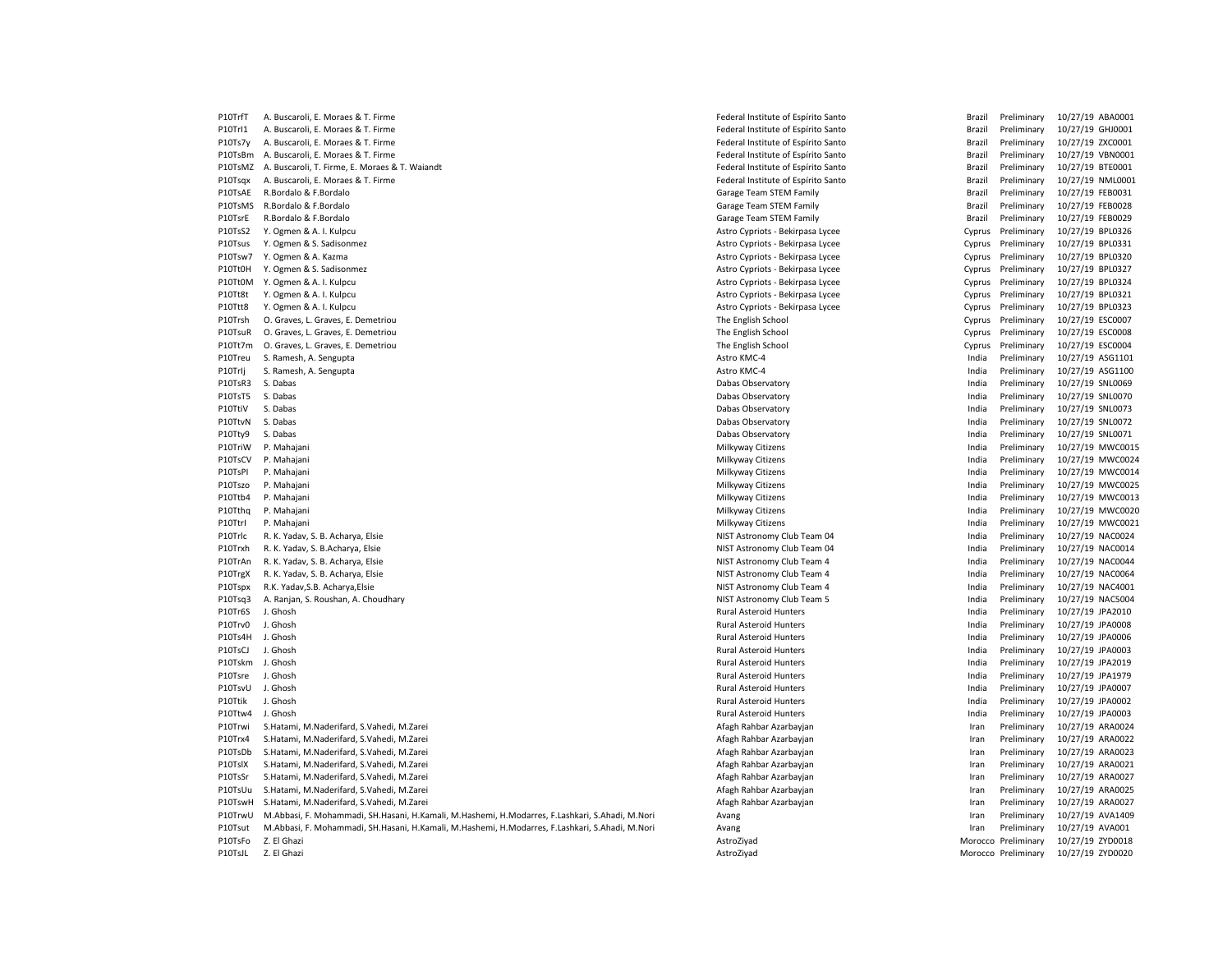| | | | | | | |
|---|---|---|---|---|---|---|
| P10TrfT | A. Buscaroli, E. Moraes & T. Firme | Federal Institute of Espírito Santo | Brazil | Preliminary | 10/27/19 | ABA0001 |
| P10TrI1 | A. Buscaroli, E. Moraes & T. Firme | Federal Institute of Espírito Santo | Brazil | Preliminary | 10/27/19 | GHJ0001 |
| P10Ts7y | A. Buscaroli, E. Moraes & T. Firme | Federal Institute of Espírito Santo | Brazil | Preliminary | 10/27/19 | ZXC0001 |
| P10TsBm | A. Buscaroli, E. Moraes & T. Firme | Federal Institute of Espírito Santo | Brazil | Preliminary | 10/27/19 | VBN0001 |
| P10TsMZ | A. Buscaroli, T. Firme, E. Moraes & T. Waiandt | Federal Institute of Espírito Santo | Brazil | Preliminary | 10/27/19 | BTE0001 |
| P10Tsqx | A. Buscaroli, E. Moraes & T. Firme | Federal Institute of Espírito Santo | Brazil | Preliminary | 10/27/19 | NML0001 |
| P10TsAE | R.Bordalo & F.Bordalo | Garage Team STEM Family | Brazil | Preliminary | 10/27/19 | FEB0031 |
| P10TsMS | R.Bordalo & F.Bordalo | Garage Team STEM Family | Brazil | Preliminary | 10/27/19 | FEB0028 |
| P10TsrE | R.Bordalo & F.Bordalo | Garage Team STEM Family | Brazil | Preliminary | 10/27/19 | FEB0029 |
| P10TsS2 | Y. Ogmen & A. I. Kulpcu | Astro Cypriots - Bekirpasa Lycee | Cyprus | Preliminary | 10/27/19 | BPL0326 |
| P10Tsus | Y. Ogmen & S. Sadisonmez | Astro Cypriots - Bekirpasa Lycee | Cyprus | Preliminary | 10/27/19 | BPL0331 |
| P10Tsw7 | Y. Ogmen & A. Kazma | Astro Cypriots - Bekirpasa Lycee | Cyprus | Preliminary | 10/27/19 | BPL0320 |
| P10Tt0H | Y. Ogmen & S. Sadisonmez | Astro Cypriots - Bekirpasa Lycee | Cyprus | Preliminary | 10/27/19 | BPL0327 |
| P10Tt0M | Y. Ogmen & A. I. Kulpcu | Astro Cypriots - Bekirpasa Lycee | Cyprus | Preliminary | 10/27/19 | BPL0324 |
| P10Tt8t | Y. Ogmen & A. I. Kulpcu | Astro Cypriots - Bekirpasa Lycee | Cyprus | Preliminary | 10/27/19 | BPL0321 |
| P10Ttt8 | Y. Ogmen & A. I. Kulpcu | Astro Cypriots - Bekirpasa Lycee | Cyprus | Preliminary | 10/27/19 | BPL0323 |
| P10Trsh | O. Graves, L. Graves, E. Demetriou | The English School | Cyprus | Preliminary | 10/27/19 | ESC0007 |
| P10TsuR | O. Graves, L. Graves, E. Demetriou | The English School | Cyprus | Preliminary | 10/27/19 | ESC0008 |
| P10Tt7m | O. Graves, L. Graves, E. Demetriou | The English School | Cyprus | Preliminary | 10/27/19 | ESC0004 |
| P10Treu | S. Ramesh, A. Sengupta | Astro KMC-4 | India | Preliminary | 10/27/19 | ASG1101 |
| P10TrIj | S. Ramesh, A. Sengupta | Astro KMC-4 | India | Preliminary | 10/27/19 | ASG1100 |
| P10TsR3 | S. Dabas | Dabas Observatory | India | Preliminary | 10/27/19 | SNL0069 |
| P10TsT5 | S. Dabas | Dabas Observatory | India | Preliminary | 10/27/19 | SNL0070 |
| P10TtiV | S. Dabas | Dabas Observatory | India | Preliminary | 10/27/19 | SNL0073 |
| P10TtvN | S. Dabas | Dabas Observatory | India | Preliminary | 10/27/19 | SNL0072 |
| P10Tty9 | S. Dabas | Dabas Observatory | India | Preliminary | 10/27/19 | SNL0071 |
| P10TriW | P. Mahajani | Milkyway Citizens | India | Preliminary | 10/27/19 | MWC0015 |
| P10TsCV | P. Mahajani | Milkyway Citizens | India | Preliminary | 10/27/19 | MWC0024 |
| P10TsPI | P. Mahajani | Milkyway Citizens | India | Preliminary | 10/27/19 | MWC0014 |
| P10Tszo | P. Mahajani | Milkyway Citizens | India | Preliminary | 10/27/19 | MWC0025 |
| P10Ttb4 | P. Mahajani | Milkyway Citizens | India | Preliminary | 10/27/19 | MWC0013 |
| P10Tthq | P. Mahajani | Milkyway Citizens | India | Preliminary | 10/27/19 | MWC0020 |
| P10TtrI | P. Mahajani | Milkyway Citizens | India | Preliminary | 10/27/19 | MWC0021 |
| P10Trlc | R. K. Yadav, S. B. Acharya, Elsie | NIST Astronomy Club Team 04 | India | Preliminary | 10/27/19 | NAC0024 |
| P10Trxh | R. K. Yadav, S. B.Acharya, Elsie | NIST Astronomy Club Team 04 | India | Preliminary | 10/27/19 | NAC0014 |
| P10TrAn | R. K. Yadav, S. B. Acharya, Elsie | NIST Astronomy Club Team 4 | India | Preliminary | 10/27/19 | NAC0044 |
| P10TrgX | R. K. Yadav, S. B. Acharya, Elsie | NIST Astronomy Club Team 4 | India | Preliminary | 10/27/19 | NAC0064 |
| P10Tspx | R.K. Yadav,S.B. Acharya,Elsie | NIST Astronomy Club Team 4 | India | Preliminary | 10/27/19 | NAC4001 |
| P10Tsq3 | A. Ranjan, S. Roushan, A. Choudhary | NIST Astronomy Club Team 5 | India | Preliminary | 10/27/19 | NAC5004 |
| P10Tr6S | J. Ghosh | Rural Asteroid Hunters | India | Preliminary | 10/27/19 | JPA2010 |
| P10Trv0 | J. Ghosh | Rural Asteroid Hunters | India | Preliminary | 10/27/19 | JPA0008 |
| P10Ts4H | J. Ghosh | Rural Asteroid Hunters | India | Preliminary | 10/27/19 | JPA0006 |
| P10TsCJ | J. Ghosh | Rural Asteroid Hunters | India | Preliminary | 10/27/19 | JPA0003 |
| P10Tskm | J. Ghosh | Rural Asteroid Hunters | India | Preliminary | 10/27/19 | JPA2019 |
| P10Tsre | J. Ghosh | Rural Asteroid Hunters | India | Preliminary | 10/27/19 | JPA1979 |
| P10TsvU | J. Ghosh | Rural Asteroid Hunters | India | Preliminary | 10/27/19 | JPA0007 |
| P10Ttik | J. Ghosh | Rural Asteroid Hunters | India | Preliminary | 10/27/19 | JPA0002 |
| P10Ttw4 | J. Ghosh | Rural Asteroid Hunters | India | Preliminary | 10/27/19 | JPA0003 |
| P10Trwi | S.Hatami, M.Naderifard, S.Vahedi, M.Zarei | Afagh Rahbar Azarbayjan | Iran | Preliminary | 10/27/19 | ARA0024 |
| P10Trx4 | S.Hatami, M.Naderifard, S.Vahedi, M.Zarei | Afagh Rahbar Azarbayjan | Iran | Preliminary | 10/27/19 | ARA0022 |
| P10TsDb | S.Hatami, M.Naderifard, S.Vahedi, M.Zarei | Afagh Rahbar Azarbayjan | Iran | Preliminary | 10/27/19 | ARA0023 |
| P10TslX | S.Hatami, M.Naderifard, S.Vahedi, M.Zarei | Afagh Rahbar Azarbayjan | Iran | Preliminary | 10/27/19 | ARA0021 |
| P10TsSr | S.Hatami, M.Naderifard, S.Vahedi, M.Zarei | Afagh Rahbar Azarbayjan | Iran | Preliminary | 10/27/19 | ARA0027 |
| P10TsUu | S.Hatami, M.Naderifard, S.Vahedi, M.Zarei | Afagh Rahbar Azarbayjan | Iran | Preliminary | 10/27/19 | ARA0025 |
| P10TswH | S.Hatami, M.Naderifard, S.Vahedi, M.Zarei | Afagh Rahbar Azarbayjan | Iran | Preliminary | 10/27/19 | ARA0027 |
| P10TrwU | M.Abbasi, F. Mohammadi, SH.Hasani, H.Kamali, M.Hashemi, H.Modarres, F.Lashkari, S.Ahadi, M.Nori | Avang | Iran | Preliminary | 10/27/19 | AVA1409 |
| P10Tsut | M.Abbasi, F. Mohammadi, SH.Hasani, H.Kamali, M.Hashemi, H.Modarres, F.Lashkari, S.Ahadi, M.Nori | Avang | Iran | Preliminary | 10/27/19 | AVA001 |
| P10TsFo | Z. El Ghazi | AstroZiyad | Morocco | Preliminary | 10/27/19 | ZYD0018 |
| P10TsJL | Z. El Ghazi | AstroZiyad | Morocco | Preliminary | 10/27/19 | ZYD0020 |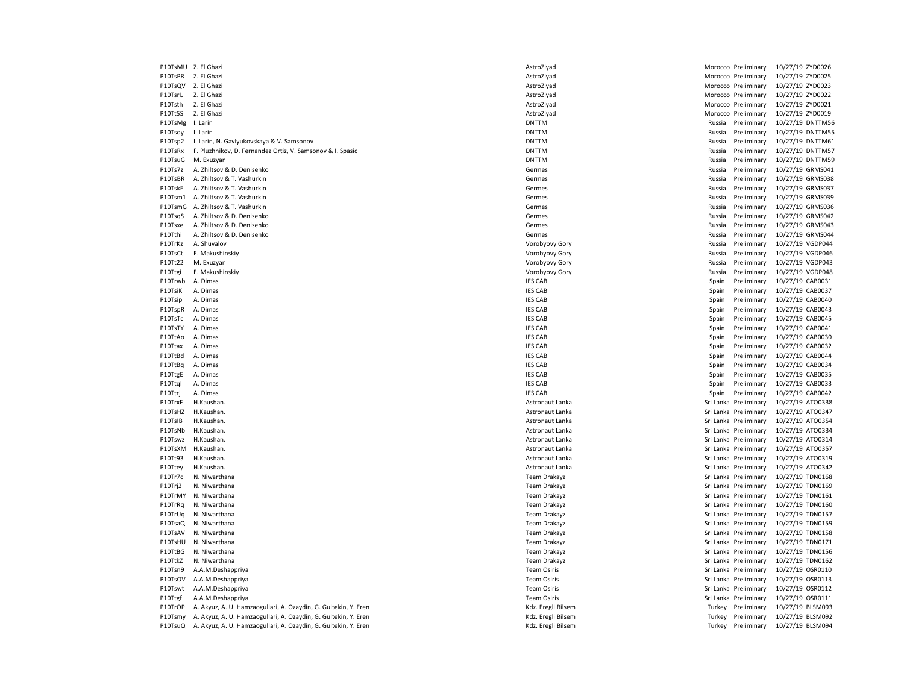| | | | | | | |
|---|---|---|---|---|---|---|
| P10TsMU | Z. El Ghazi | AstroZiyad | Morocco | Preliminary | 10/27/19 | ZYD0026 |
| P10TsPR | Z. El Ghazi | AstroZiyad | Morocco | Preliminary | 10/27/19 | ZYD0025 |
| P10TsQV | Z. El Ghazi | AstroZiyad | Morocco | Preliminary | 10/27/19 | ZYD0023 |
| P10TsrU | Z. El Ghazi | AstroZiyad | Morocco | Preliminary | 10/27/19 | ZYD0022 |
| P10Tsth | Z. El Ghazi | AstroZiyad | Morocco | Preliminary | 10/27/19 | ZYD0021 |
| P10Tt5S | Z. El Ghazi | AstroZiyad | Morocco | Preliminary | 10/27/19 | ZYD0019 |
| P10TsMg | I. Larin | DNTTM | Russia | Preliminary | 10/27/19 | DNTTM56 |
| P10Tsoy | I. Larin | DNTTM | Russia | Preliminary | 10/27/19 | DNTTM55 |
| P10Tsp2 | I. Larin, N. Gavlyukovskaya & V. Samsonov | DNTTM | Russia | Preliminary | 10/27/19 | DNTTM61 |
| P10TsRx | F. Pluzhnikov, D. Fernandez Ortiz, V. Samsonov & I. Spasic | DNTTM | Russia | Preliminary | 10/27/19 | DNTTM57 |
| P10TsuG | M. Exuzyan | DNTTM | Russia | Preliminary | 10/27/19 | DNTTM59 |
| P10Ts7z | A. Zhiltsov & D. Denisenko | Germes | Russia | Preliminary | 10/27/19 | GRMS041 |
| P10TsBR | A. Zhiltsov & T. Vashurkin | Germes | Russia | Preliminary | 10/27/19 | GRMS038 |
| P10TskE | A. Zhiltsov & T. Vashurkin | Germes | Russia | Preliminary | 10/27/19 | GRMS037 |
| P10Tsm1 | A. Zhiltsov & T. Vashurkin | Germes | Russia | Preliminary | 10/27/19 | GRMS039 |
| P10TsmG | A. Zhiltsov & T. Vashurkin | Germes | Russia | Preliminary | 10/27/19 | GRMS036 |
| P10TsqS | A. Zhiltsov & D. Denisenko | Germes | Russia | Preliminary | 10/27/19 | GRMS042 |
| P10Tsxe | A. Zhiltsov & D. Denisenko | Germes | Russia | Preliminary | 10/27/19 | GRMS043 |
| P10Tthi | A. Zhiltsov & D. Denisenko | Germes | Russia | Preliminary | 10/27/19 | GRMS044 |
| P10TrKz | A. Shuvalov | Vorobyovy Gory | Russia | Preliminary | 10/27/19 | VGDP044 |
| P10TsCt | E. Makushinskiy | Vorobyovy Gory | Russia | Preliminary | 10/27/19 | VGDP046 |
| P10Tt22 | M. Exuzyan | Vorobyovy Gory | Russia | Preliminary | 10/27/19 | VGDP043 |
| P10Ttgi | E. Makushinskiy | Vorobyovy Gory | Russia | Preliminary | 10/27/19 | VGDP048 |
| P10Trwb | A. Dimas | IES CAB | Spain | Preliminary | 10/27/19 | CAB0031 |
| P10TsiK | A. Dimas | IES CAB | Spain | Preliminary | 10/27/19 | CAB0037 |
| P10Tsip | A. Dimas | IES CAB | Spain | Preliminary | 10/27/19 | CAB0040 |
| P10TspR | A. Dimas | IES CAB | Spain | Preliminary | 10/27/19 | CAB0043 |
| P10TsTc | A. Dimas | IES CAB | Spain | Preliminary | 10/27/19 | CAB0045 |
| P10TsTY | A. Dimas | IES CAB | Spain | Preliminary | 10/27/19 | CAB0041 |
| P10TtAo | A. Dimas | IES CAB | Spain | Preliminary | 10/27/19 | CAB0030 |
| P10Ttax | A. Dimas | IES CAB | Spain | Preliminary | 10/27/19 | CAB0032 |
| P10TtBd | A. Dimas | IES CAB | Spain | Preliminary | 10/27/19 | CAB0044 |
| P10TtBq | A. Dimas | IES CAB | Spain | Preliminary | 10/27/19 | CAB0034 |
| P10TtgE | A. Dimas | IES CAB | Spain | Preliminary | 10/27/19 | CAB0035 |
| P10Ttql | A. Dimas | IES CAB | Spain | Preliminary | 10/27/19 | CAB0033 |
| P10Ttrj | A. Dimas | IES CAB | Spain | Preliminary | 10/27/19 | CAB0042 |
| P10TrxF | H.Kaushan. | Astronaut Lanka | Sri Lanka | Preliminary | 10/27/19 | ATO0338 |
| P10TsHZ | H.Kaushan. | Astronaut Lanka | Sri Lanka | Preliminary | 10/27/19 | ATO0347 |
| P10TsIB | H.Kaushan. | Astronaut Lanka | Sri Lanka | Preliminary | 10/27/19 | ATO0354 |
| P10TsNb | H.Kaushan. | Astronaut Lanka | Sri Lanka | Preliminary | 10/27/19 | ATO0334 |
| P10Tswz | H.Kaushan. | Astronaut Lanka | Sri Lanka | Preliminary | 10/27/19 | ATO0314 |
| P10TsXM | H.Kaushan. | Astronaut Lanka | Sri Lanka | Preliminary | 10/27/19 | ATO0357 |
| P10Tt93 | H.Kaushan. | Astronaut Lanka | Sri Lanka | Preliminary | 10/27/19 | ATO0319 |
| P10Ttey | H.Kaushan. | Astronaut Lanka | Sri Lanka | Preliminary | 10/27/19 | ATO0342 |
| P10Tr7c | N. Niwarthana | Team Drakayz | Sri Lanka | Preliminary | 10/27/19 | TDN0168 |
| P10Trj2 | N. Niwarthana | Team Drakayz | Sri Lanka | Preliminary | 10/27/19 | TDN0169 |
| P10TrMY | N. Niwarthana | Team Drakayz | Sri Lanka | Preliminary | 10/27/19 | TDN0161 |
| P10TrRq | N. Niwarthana | Team Drakayz | Sri Lanka | Preliminary | 10/27/19 | TDN0160 |
| P10TrUq | N. Niwarthana | Team Drakayz | Sri Lanka | Preliminary | 10/27/19 | TDN0157 |
| P10TsaQ | N. Niwarthana | Team Drakayz | Sri Lanka | Preliminary | 10/27/19 | TDN0159 |
| P10TsAV | N. Niwarthana | Team Drakayz | Sri Lanka | Preliminary | 10/27/19 | TDN0158 |
| P10TsHU | N. Niwarthana | Team Drakayz | Sri Lanka | Preliminary | 10/27/19 | TDN0171 |
| P10TtBG | N. Niwarthana | Team Drakayz | Sri Lanka | Preliminary | 10/27/19 | TDN0156 |
| P10TtkZ | N. Niwarthana | Team Drakayz | Sri Lanka | Preliminary | 10/27/19 | TDN0162 |
| P10Tsn9 | A.A.M.Deshappriya | Team Osiris | Sri Lanka | Preliminary | 10/27/19 | OSR0110 |
| P10TsOV | A.A.M.Deshappriya | Team Osiris | Sri Lanka | Preliminary | 10/27/19 | OSR0113 |
| P10Tswt | A.A.M.Deshappriya | Team Osiris | Sri Lanka | Preliminary | 10/27/19 | OSR0112 |
| P10Ttgf | A.A.M.Deshappriya | Team Osiris | Sri Lanka | Preliminary | 10/27/19 | OSR0111 |
| P10TrOP | A. Akyuz, A. U. Hamzaogullari, A. Ozaydin, G. Gultekin, Y. Eren | Kdz. Eregli Bilsem | Turkey | Preliminary | 10/27/19 | BLSM093 |
| P10Tsmy | A. Akyuz, A. U. Hamzaogullari, A. Ozaydin, G. Gultekin, Y. Eren | Kdz. Eregli Bilsem | Turkey | Preliminary | 10/27/19 | BLSM092 |
| P10TsuQ | A. Akyuz, A. U. Hamzaogullari, A. Ozaydin, G. Gultekin, Y. Eren | Kdz. Eregli Bilsem | Turkey | Preliminary | 10/27/19 | BLSM094 |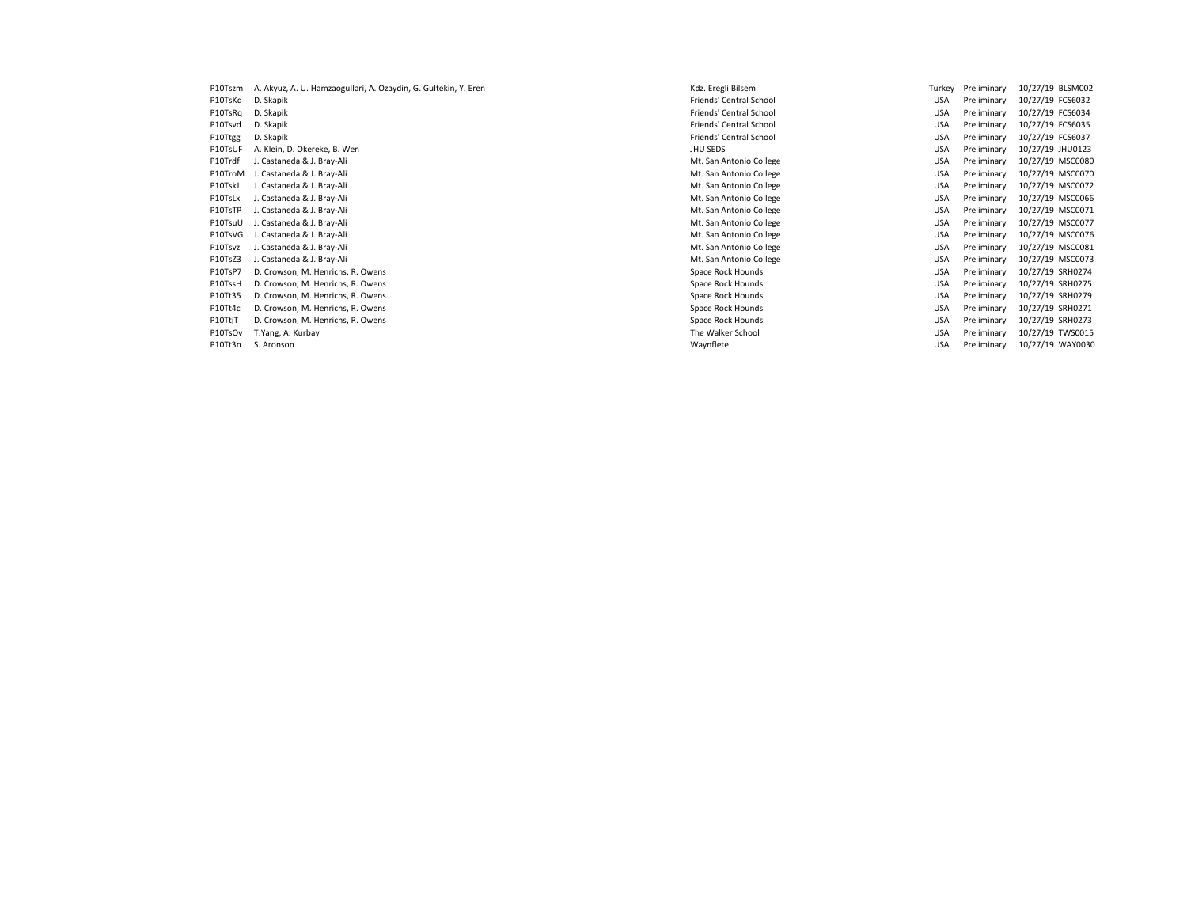| | | | | | | |
|---|---|---|---|---|---|---|
| P10Tszm | A. Akyuz, A. U. Hamzaogullari, A. Ozaydin, G. Gultekin, Y. Eren | Kdz. Eregli Bilsem | Turkey | Preliminary | 10/27/19 | BLSM002 |
| P10TsKd | D. Skapik | Friends' Central School | USA | Preliminary | 10/27/19 | FCS6032 |
| P10TsRq | D. Skapik | Friends' Central School | USA | Preliminary | 10/27/19 | FCS6034 |
| P10Tsvd | D. Skapik | Friends' Central School | USA | Preliminary | 10/27/19 | FCS6035 |
| P10Ttgg | D. Skapik | Friends' Central School | USA | Preliminary | 10/27/19 | FCS6037 |
| P10TsUF | A. Klein, D. Okereke, B. Wen | JHU SEDS | USA | Preliminary | 10/27/19 | JHU0123 |
| P10Trdf | J. Castaneda & J. Bray-Ali | Mt. San Antonio College | USA | Preliminary | 10/27/19 | MSC0080 |
| P10TroM | J. Castaneda & J. Bray-Ali | Mt. San Antonio College | USA | Preliminary | 10/27/19 | MSC0070 |
| P10TskJ | J. Castaneda & J. Bray-Ali | Mt. San Antonio College | USA | Preliminary | 10/27/19 | MSC0072 |
| P10TsLx | J. Castaneda & J. Bray-Ali | Mt. San Antonio College | USA | Preliminary | 10/27/19 | MSC0066 |
| P10TsTP | J. Castaneda & J. Bray-Ali | Mt. San Antonio College | USA | Preliminary | 10/27/19 | MSC0071 |
| P10TsuU | J. Castaneda & J. Bray-Ali | Mt. San Antonio College | USA | Preliminary | 10/27/19 | MSC0077 |
| P10TsVG | J. Castaneda & J. Bray-Ali | Mt. San Antonio College | USA | Preliminary | 10/27/19 | MSC0076 |
| P10Tsvz | J. Castaneda & J. Bray-Ali | Mt. San Antonio College | USA | Preliminary | 10/27/19 | MSC0081 |
| P10TsZ3 | J. Castaneda & J. Bray-Ali | Mt. San Antonio College | USA | Preliminary | 10/27/19 | MSC0073 |
| P10TsP7 | D. Crowson, M. Henrichs, R. Owens | Space Rock Hounds | USA | Preliminary | 10/27/19 | SRH0274 |
| P10TssH | D. Crowson, M. Henrichs, R. Owens | Space Rock Hounds | USA | Preliminary | 10/27/19 | SRH0275 |
| P10Tt35 | D. Crowson, M. Henrichs, R. Owens | Space Rock Hounds | USA | Preliminary | 10/27/19 | SRH0279 |
| P10Tt4c | D. Crowson, M. Henrichs, R. Owens | Space Rock Hounds | USA | Preliminary | 10/27/19 | SRH0271 |
| P10TtjT | D. Crowson, M. Henrichs, R. Owens | Space Rock Hounds | USA | Preliminary | 10/27/19 | SRH0273 |
| P10TsOv | T.Yang, A. Kurbay | The Walker School | USA | Preliminary | 10/27/19 | TWS0015 |
| P10Tt3n | S. Aronson | Waynflete | USA | Preliminary | 10/27/19 | WAY0030 |